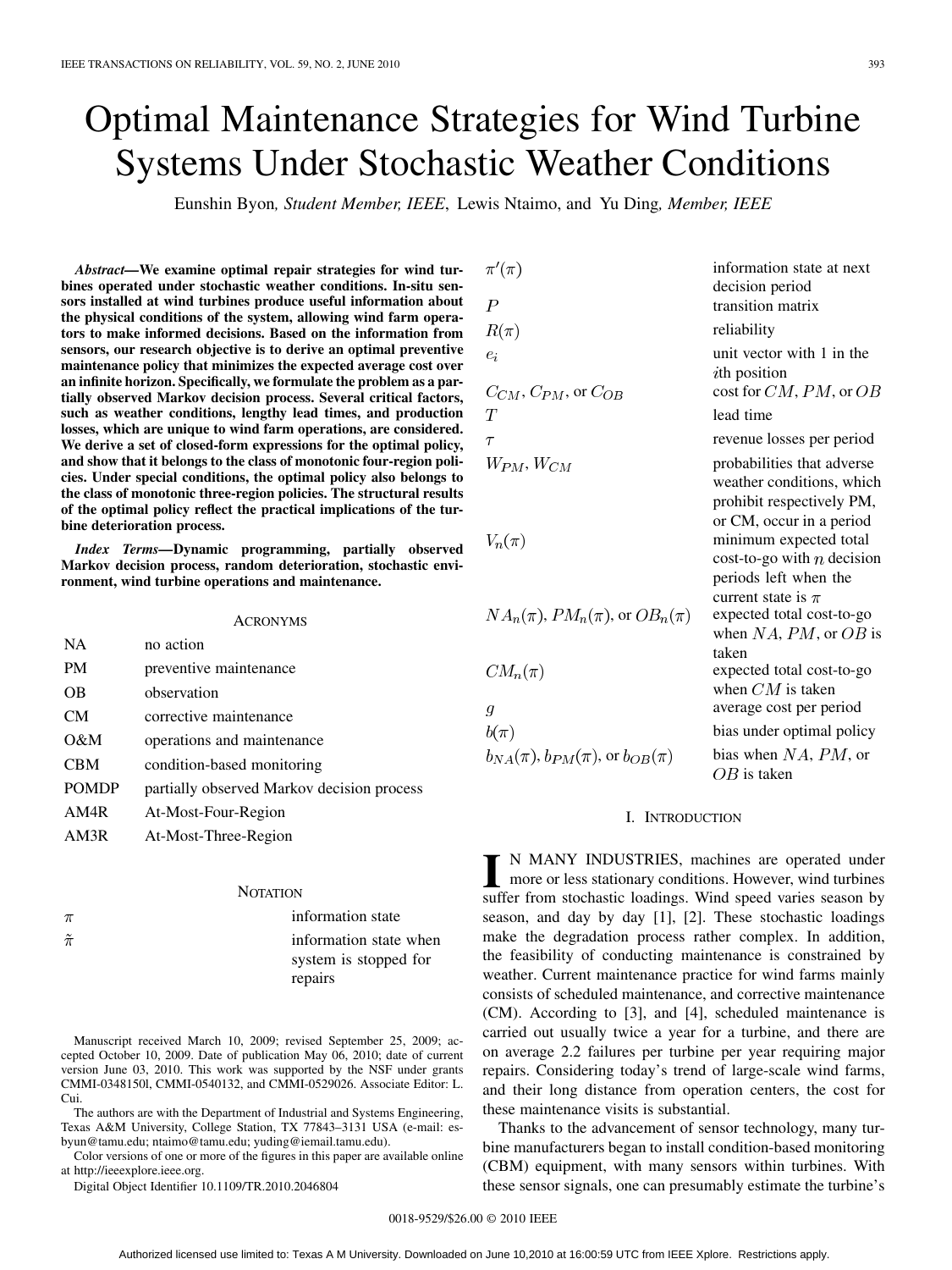# Optimal Maintenance Strategies for Wind Turbine Systems Under Stochastic Weather Conditions

Eunshin Byon, *Student Member, IEEE*, Lewis Ntaimo, and Yu Ding, *Member, IEEE*

***Abstract*—We examine optimal repair strategies for wind turbines operated under stochastic weather conditions. In-situ sensors installed at wind turbines produce useful information about the physical conditions of the system, allowing wind farm operators to make informed decisions. Based on the information from sensors, our research objective is to derive an optimal preventive maintenance policy that minimizes the expected average cost over an infinite horizon. Specifically, we formulate the problem as a partially observed Markov decision process. Several critical factors, such as weather conditions, lengthy lead times, and production losses, which are unique to wind farm operations, are considered. We derive a set of closed-form expressions for the optimal policy, and show that it belongs to the class of monotonic four-region policies. Under special conditions, the optimal policy also belongs to the class of monotonic three-region policies. The structural results of the optimal policy reflect the practical implications of the turbine deterioration process.**

***Index Terms*—Dynamic programming, partially observed Markov decision process, random deterioration, stochastic environment, wind turbine operations and maintenance.**

## Acronyms

| | |
|---|---|
| NA | no action |
| PM | preventive maintenance |
| OB | observation |
| CM | corrective maintenance |
| O&M | operations and maintenance |
| CBM | condition-based monitoring |
| POMDP | partially observed Markov decision process |
| AM4R | At-Most-Four-Region |
| AM3R | At-Most-Three-Region |

## Notation

| | |
|---|---|
| $\pi$ | information state |
| $\tilde{\pi}$ | information state when system is stopped for repairs |
| $\pi'(\pi)$ | information state at next decision period |
| $P$ | transition matrix |
| $R(\pi)$ | reliability |
| $e_i$ | unit vector with 1 in the $i$th position |
| $C_{CM}$, $C_{PM}$, or $C_{OB}$ | cost for $CM$, $PM$, or $OB$ |
| $T$ | lead time |
| $\tau$ | revenue losses per period |
| $W_{PM}, W_{CM}$ | probabilities that adverse weather conditions, which prohibit respectively PM, or CM, occur in a period |
| $V_n(\pi)$ | minimum expected total cost-to-go with $n$ decision periods left when the current state is $\pi$ |
| $NA_n(\pi)$, $PM_n(\pi)$, or $OB_n(\pi)$ | expected total cost-to-go when $NA$, $PM$, or $OB$ is taken |
| $CM_n(\pi)$ | expected total cost-to-go when $CM$ is taken |
| $g$ | average cost per period |
| $b(\pi)$ | bias under optimal policy |
| $b_{NA}(\pi)$, $b_{PM}(\pi)$, or $b_{OB}(\pi)$ | bias when $NA$, $PM$, or $OB$ is taken |

Manuscript received March 10, 2009; revised September 25, 2009; accepted October 10, 2009. Date of publication May 06, 2010; date of current version June 03, 2010. This work was supported by the NSF under grants CMMI-0348150l, CMMI-0540132, and CMMI-0529026. Associate Editor: L. Cui.

The authors are with the Department of Industrial and Systems Engineering, Texas A&M University, College Station, TX 77843–3131 USA (e-mail: esbyun@tamu.edu; ntaimo@tamu.edu; yuding@iemail.tamu.edu).

Color versions of one or more of the figures in this paper are available online at http://ieeexplore.ieee.org.

Digital Object Identifier 10.1109/TR.2010.2046804

## I. Introduction

In many industries, machines are operated under more or less stationary conditions. However, wind turbines suffer from stochastic loadings. Wind speed varies season by season, and day by day [1], [2]. These stochastic loadings make the degradation process rather complex. In addition, the feasibility of conducting maintenance is constrained by weather. Current maintenance practice for wind farms mainly consists of scheduled maintenance, and corrective maintenance (CM). According to [3], and [4], scheduled maintenance is carried out usually twice a year for a turbine, and there are on average 2.2 failures per turbine per year requiring major repairs. Considering today's trend of large-scale wind farms, and their long distance from operation centers, the cost for these maintenance visits is substantial.

Thanks to the advancement of sensor technology, many turbine manufacturers began to install condition-based monitoring (CBM) equipment, with many sensors within turbines. With these sensor signals, one can presumably estimate the turbine's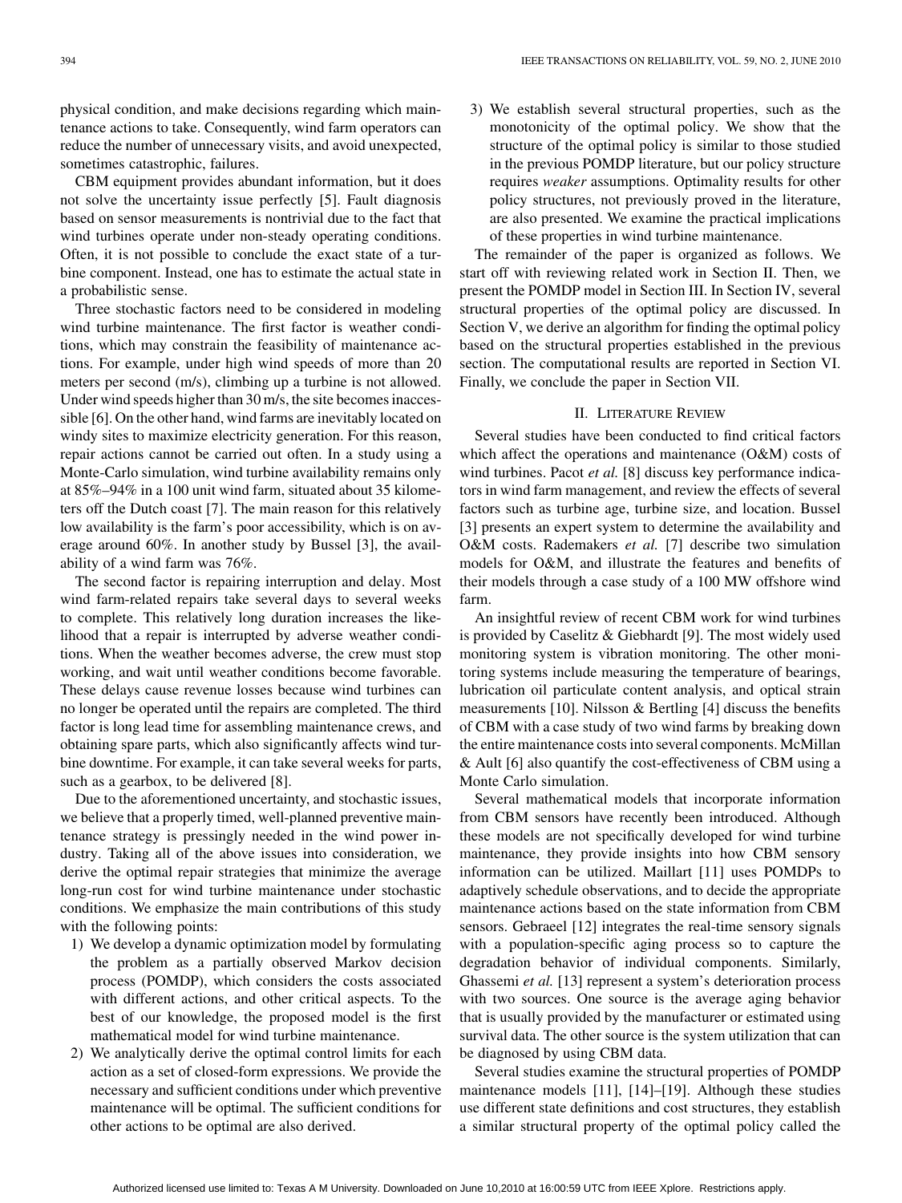physical condition, and make decisions regarding which maintenance actions to take. Consequently, wind farm operators can reduce the number of unnecessary visits, and avoid unexpected, sometimes catastrophic, failures.

CBM equipment provides abundant information, but it does not solve the uncertainty issue perfectly [5]. Fault diagnosis based on sensor measurements is nontrivial due to the fact that wind turbines operate under non-steady operating conditions. Often, it is not possible to conclude the exact state of a turbine component. Instead, one has to estimate the actual state in a probabilistic sense.

Three stochastic factors need to be considered in modeling wind turbine maintenance. The first factor is weather conditions, which may constrain the feasibility of maintenance actions. For example, under high wind speeds of more than 20 meters per second (m/s), climbing up a turbine is not allowed. Under wind speeds higher than 30 m/s, the site becomes inaccessible [6]. On the other hand, wind farms are inevitably located on windy sites to maximize electricity generation. For this reason, repair actions cannot be carried out often. In a study using a Monte-Carlo simulation, wind turbine availability remains only at 85%–94% in a 100 unit wind farm, situated about 35 kilometers off the Dutch coast [7]. The main reason for this relatively low availability is the farm's poor accessibility, which is on average around 60%. In another study by Bussel [3], the availability of a wind farm was 76%.

The second factor is repairing interruption and delay. Most wind farm-related repairs take several days to several weeks to complete. This relatively long duration increases the likelihood that a repair is interrupted by adverse weather conditions. When the weather becomes adverse, the crew must stop working, and wait until weather conditions become favorable. These delays cause revenue losses because wind turbines can no longer be operated until the repairs are completed. The third factor is long lead time for assembling maintenance crews, and obtaining spare parts, which also significantly affects wind turbine downtime. For example, it can take several weeks for parts, such as a gearbox, to be delivered [8].

Due to the aforementioned uncertainty, and stochastic issues, we believe that a properly timed, well-planned preventive maintenance strategy is pressingly needed in the wind power industry. Taking all of the above issues into consideration, we derive the optimal repair strategies that minimize the average long-run cost for wind turbine maintenance under stochastic conditions. We emphasize the main contributions of this study with the following points:

1) We develop a dynamic optimization model by formulating the problem as a partially observed Markov decision process (POMDP), which considers the costs associated with different actions, and other critical aspects. To the best of our knowledge, the proposed model is the first mathematical model for wind turbine maintenance.
2) We analytically derive the optimal control limits for each action as a set of closed-form expressions. We provide the necessary and sufficient conditions under which preventive maintenance will be optimal. The sufficient conditions for other actions to be optimal are also derived.
3) We establish several structural properties, such as the monotonicity of the optimal policy. We show that the structure of the optimal policy is similar to those studied in the previous POMDP literature, but our policy structure requires *weaker* assumptions. Optimality results for other policy structures, not previously proved in the literature, are also presented. We examine the practical implications of these properties in wind turbine maintenance.

The remainder of the paper is organized as follows. We start off with reviewing related work in Section II. Then, we present the POMDP model in Section III. In Section IV, several structural properties of the optimal policy are discussed. In Section V, we derive an algorithm for finding the optimal policy based on the structural properties established in the previous section. The computational results are reported in Section VI. Finally, we conclude the paper in Section VII.

## II. Literature Review

Several studies have been conducted to find critical factors which affect the operations and maintenance (O&M) costs of wind turbines. Pacot *et al.* [8] discuss key performance indicators in wind farm management, and review the effects of several factors such as turbine age, turbine size, and location. Bussel [3] presents an expert system to determine the availability and O&M costs. Rademakers *et al.* [7] describe two simulation models for O&M, and illustrate the features and benefits of their models through a case study of a 100 MW offshore wind farm.

An insightful review of recent CBM work for wind turbines is provided by Caselitz & Giebhardt [9]. The most widely used monitoring system is vibration monitoring. The other monitoring systems include measuring the temperature of bearings, lubrication oil particulate content analysis, and optical strain measurements [10]. Nilsson & Bertling [4] discuss the benefits of CBM with a case study of two wind farms by breaking down the entire maintenance costs into several components. McMillan & Ault [6] also quantify the cost-effectiveness of CBM using a Monte Carlo simulation.

Several mathematical models that incorporate information from CBM sensors have recently been introduced. Although these models are not specifically developed for wind turbine maintenance, they provide insights into how CBM sensory information can be utilized. Maillart [11] uses POMDPs to adaptively schedule observations, and to decide the appropriate maintenance actions based on the state information from CBM sensors. Gebraeel [12] integrates the real-time sensory signals with a population-specific aging process so to capture the degradation behavior of individual components. Similarly, Ghassemi *et al.* [13] represent a system's deterioration process with two sources. One source is the average aging behavior that is usually provided by the manufacturer or estimated using survival data. The other source is the system utilization that can be diagnosed by using CBM data.

Several studies examine the structural properties of POMDP maintenance models [11], [14]–[19]. Although these studies use different state definitions and cost structures, they establish a similar structural property of the optimal policy called the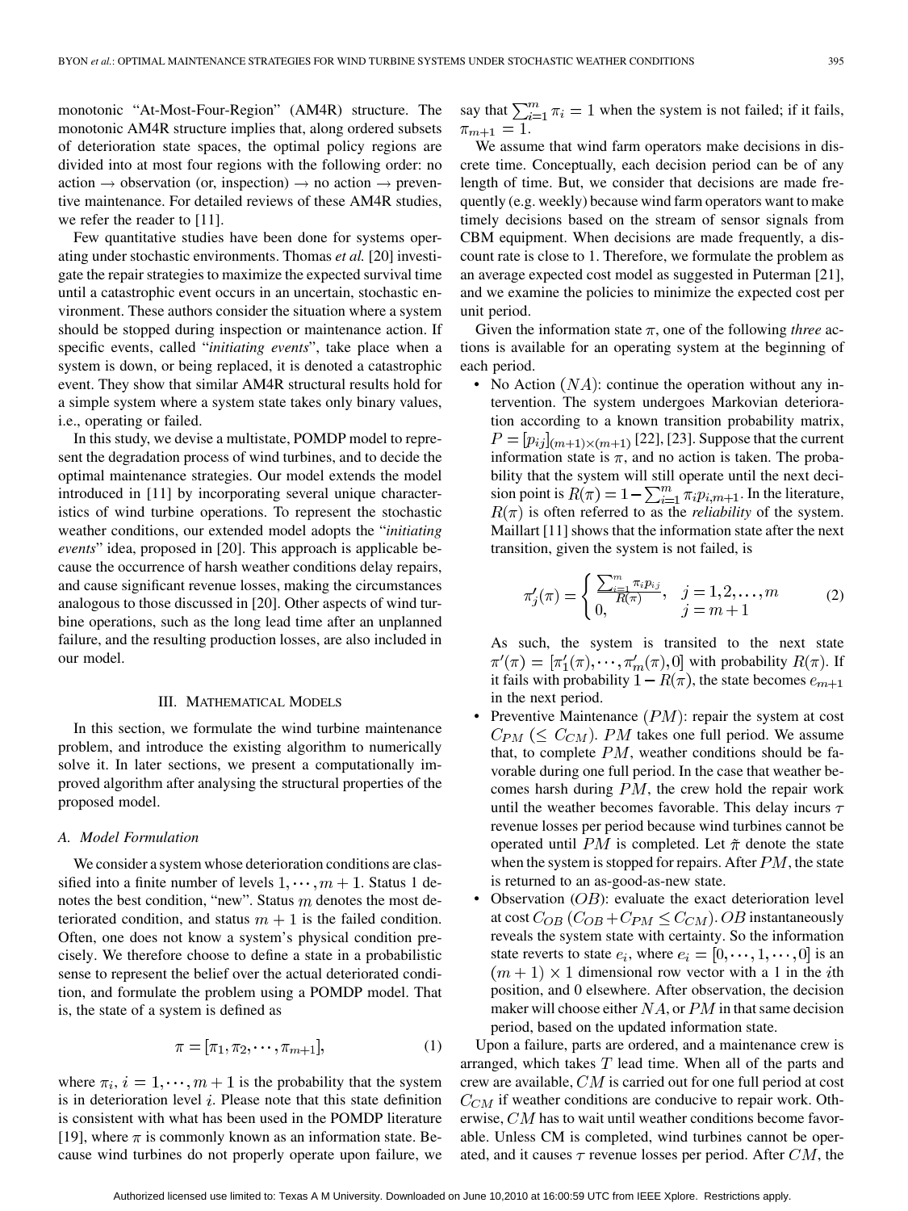monotonic "At-Most-Four-Region" (AM4R) structure. The monotonic AM4R structure implies that, along ordered subsets of deterioration state spaces, the optimal policy regions are divided into at most four regions with the following order: no action → observation (or, inspection) → no action → preventive maintenance. For detailed reviews of these AM4R studies, we refer the reader to [11].

Few quantitative studies have been done for systems operating under stochastic environments. Thomas *et al.* [20] investigate the repair strategies to maximize the expected survival time until a catastrophic event occurs in an uncertain, stochastic environment. These authors consider the situation where a system should be stopped during inspection or maintenance action. If specific events, called "*initiating events*", take place when a system is down, or being replaced, it is denoted a catastrophic event. They show that similar AM4R structural results hold for a simple system where a system state takes only binary values, i.e., operating or failed.

In this study, we devise a multistate, POMDP model to represent the degradation process of wind turbines, and to decide the optimal maintenance strategies. Our model extends the model introduced in [11] by incorporating several unique characteristics of wind turbine operations. To represent the stochastic weather conditions, our extended model adopts the "*initiating events*" idea, proposed in [20]. This approach is applicable because the occurrence of harsh weather conditions delay repairs, and cause significant revenue losses, making the circumstances analogous to those discussed in [20]. Other aspects of wind turbine operations, such as the long lead time after an unplanned failure, and the resulting production losses, are also included in our model.

## III. Mathematical Models

In this section, we formulate the wind turbine maintenance problem, and introduce the existing algorithm to numerically solve it. In later sections, we present a computationally improved algorithm after analysing the structural properties of the proposed model.

### A. Model Formulation

We consider a system whose deterioration conditions are classified into a finite number of levels $1, \cdots, m+1$. Status 1 denotes the best condition, "new". Status $m$ denotes the most deteriorated condition, and status $m+1$ is the failed condition. Often, one does not know a system's physical condition precisely. We therefore choose to define a state in a probabilistic sense to represent the belief over the actual deteriorated condition, and formulate the problem using a POMDP model. That is, the state of a system is defined as

$$\pi = [\pi_1, \pi_2, \cdots, \pi_{m+1}], \tag{1}$$

where $\pi_i$, $i = 1, \cdots, m+1$ is the probability that the system is in deterioration level $i$. Please note that this state definition is consistent with what has been used in the POMDP literature [19], where $\pi$ is commonly known as an information state. Because wind turbines do not properly operate upon failure, we say that $\sum_{i=1}^{m} \pi_i = 1$ when the system is not failed; if it fails, $\pi_{m+1} = 1$.

We assume that wind farm operators make decisions in discrete time. Conceptually, each decision period can be of any length of time. But, we consider that decisions are made frequently (e.g. weekly) because wind farm operators want to make timely decisions based on the stream of sensor signals from CBM equipment. When decisions are made frequently, a discount rate is close to 1. Therefore, we formulate the problem as an average expected cost model as suggested in Puterman [21], and we examine the policies to minimize the expected cost per unit period.

Given the information state $\pi$, one of the following *three* actions is available for an operating system at the beginning of each period.

- No Action $(NA)$: continue the operation without any intervention. The system undergoes Markovian deterioration according to a known transition probability matrix, $P = [p_{ij}]_{(m+1)\times(m+1)}$ [22], [23]. Suppose that the current information state is $\pi$, and no action is taken. The probability that the system will still operate until the next decision point is $R(\pi) = 1 - \sum_{i=1}^{m} \pi_i p_{i,m+1}$. In the literature, $R(\pi)$ is often referred to as the *reliability* of the system. Maillart [11] shows that the information state after the next transition, given the system is not failed, is

$$\pi'_j(\pi) = \begin{cases} \frac{\sum_{i=1}^{m} \pi_i p_{ij}}{R(\pi)}, & j = 1, 2, \ldots, m \\ 0, & j = m+1 \end{cases} \tag{2}$$

  As such, the system is transited to the next state $\pi'(\pi) = [\pi'_1(\pi), \cdots, \pi'_m(\pi), 0]$ with probability $R(\pi)$. If it fails with probability $1 - R(\pi)$, the state becomes $e_{m+1}$ in the next period.
- Preventive Maintenance $(PM)$: repair the system at cost $C_{PM}\ (\leq C_{CM})$. $PM$ takes one full period. We assume that, to complete $PM$, weather conditions should be favorable during one full period. In the case that weather becomes harsh during $PM$, the crew hold the repair work until the weather becomes favorable. This delay incurs $\tau$ revenue losses per period because wind turbines cannot be operated until $PM$ is completed. Let $\tilde{\pi}$ denote the state when the system is stopped for repairs. After $PM$, the state is returned to an as-good-as-new state.
- Observation $(OB)$: evaluate the exact deterioration level at cost $C_{OB}\ (C_{OB} + C_{PM} \leq C_{CM})$. $OB$ instantaneously reveals the system state with certainty. So the information state reverts to state $e_i$, where $e_i = [0, \cdots, 1, \cdots, 0]$ is an $(m+1) \times 1$ dimensional row vector with a 1 in the $i$th position, and 0 elsewhere. After observation, the decision maker will choose either $NA$, or $PM$ in that same decision period, based on the updated information state.

Upon a failure, parts are ordered, and a maintenance crew is arranged, which takes $T$ lead time. When all of the parts and crew are available, $CM$ is carried out for one full period at cost $C_{CM}$ if weather conditions are conducive to repair work. Otherwise, $CM$ has to wait until weather conditions become favorable. Unless CM is completed, wind turbines cannot be operated, and it causes $\tau$ revenue losses per period. After $CM$, the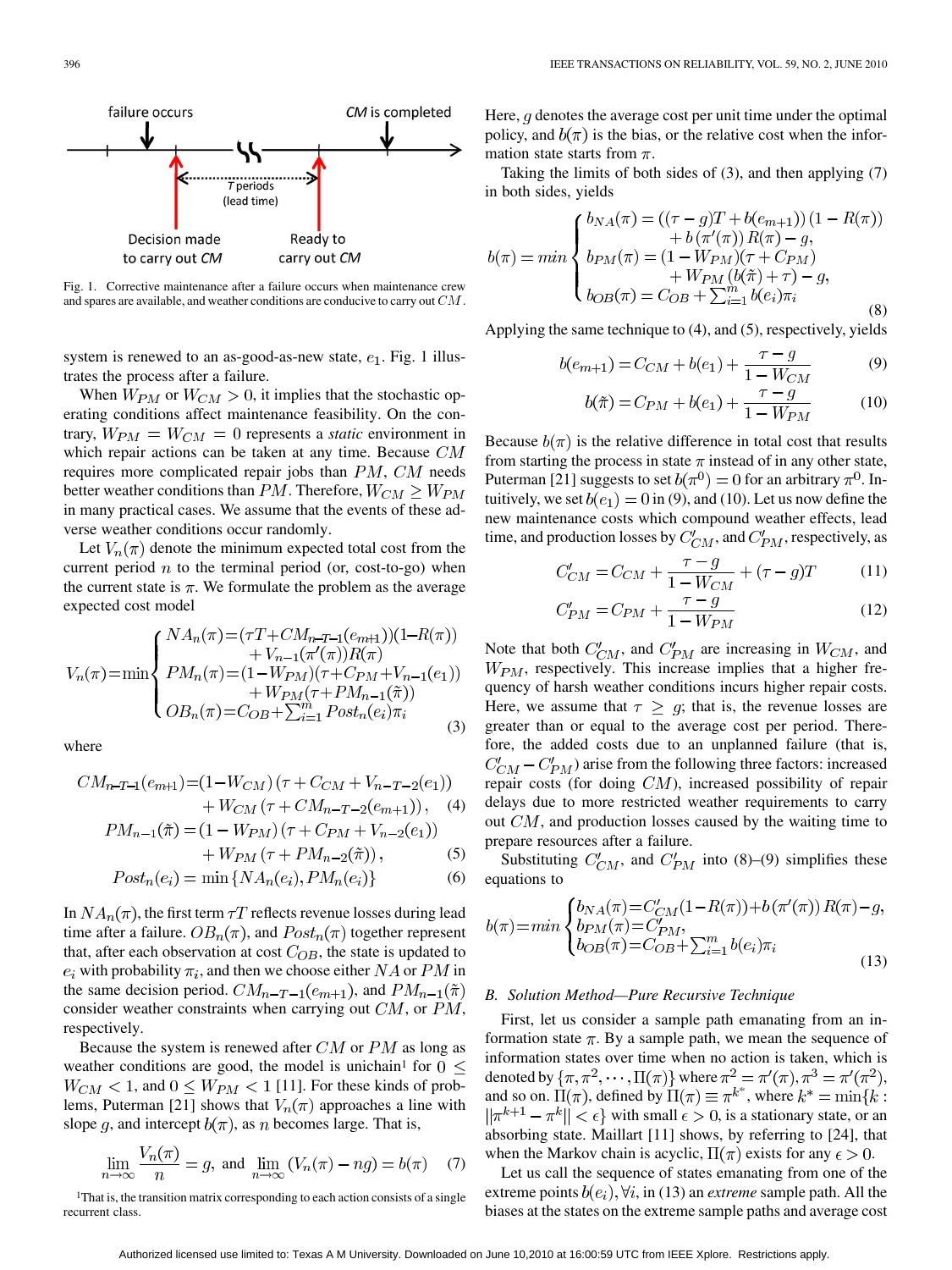Fig. 1. Corrective maintenance after a failure occurs when maintenance crew and spares are available, and weather conditions are conducive to carry out $CM$.

system is renewed to an as-good-as-new state, $e_1$. Fig. 1 illustrates the process after a failure.

When $W_{PM}$ or $W_{CM} > 0$, it implies that the stochastic operating conditions affect maintenance feasibility. On the contrary, $W_{PM} = W_{CM} = 0$ represents a *static* environment in which repair actions can be taken at any time. Because $CM$ requires more complicated repair jobs than $PM$, $CM$ needs better weather conditions than $PM$. Therefore, $W_{CM} \geq W_{PM}$ in many practical cases. We assume that the events of these adverse weather conditions occur randomly.

Let $V_n(\pi)$ denote the minimum expected total cost from the current period $n$ to the terminal period (or, cost-to-go) when the current state is $\pi$. We formulate the problem as the average expected cost model

$$V_n(\pi)=\min\begin{cases} NA_n(\pi)=(\tau T+CM_{n-T-1}(e_{m+1}))(1-R(\pi)) \\ \qquad +V_{n-1}(\pi'(\pi))R(\pi) \\ PM_n(\pi)=(1-W_{PM})(\tau+C_{PM}+V_{n-1}(e_1)) \\ \qquad +W_{PM}(\tau+PM_{n-1}(\tilde{\pi})) \\ OB_n(\pi)=C_{OB}+\sum_{i=1}^{m} Post_n(e_i)\pi_i \end{cases} \tag{3}$$

where

$$CM_{n-T-1}(e_{m+1})=(1-W_{CM})\left(\tau+C_{CM}+V_{n-T-2}(e_1)\right) + W_{CM}\left(\tau+CM_{n-T-2}(e_{m+1})\right), \tag{4}$$

$$PM_{n-1}(\tilde{\pi})=(1-W_{PM})\left(\tau+C_{PM}+V_{n-2}(e_1)\right) + W_{PM}\left(\tau+PM_{n-2}(\tilde{\pi})\right), \tag{5}$$

$$Post_n(e_i)=\min\left\{NA_n(e_i), PM_n(e_i)\right\} \tag{6}$$

In $NA_n(\pi)$, the first term $\tau T$ reflects revenue losses during lead time after a failure. $OB_n(\pi)$, and $Post_n(\pi)$ together represent that, after each observation at cost $C_{OB}$, the state is updated to $e_i$ with probability $\pi_i$, and then we choose either $NA$ or $PM$ in the same decision period. $CM_{n-T-1}(e_{m+1})$, and $PM_{n-1}(\tilde{\pi})$ consider weather constraints when carrying out $CM$, or $PM$, respectively.

Because the system is renewed after $CM$ or $PM$ as long as weather conditions are good, the model is unichain[1] for $0 \leq W_{CM} < 1$, and $0 \leq W_{PM} < 1$ [11]. For these kinds of problems, Puterman [21] shows that $V_n(\pi)$ approaches a line with slope $g$, and intercept $b(\pi)$, as $n$ becomes large. That is,

$$\lim_{n\to\infty}\frac{V_n(\pi)}{n}=g, \text{ and } \lim_{n\to\infty}\left(V_n(\pi)-ng\right)=b(\pi) \tag{7}$$

[1]That is, the transition matrix corresponding to each action consists of a single recurrent class.

Here, $g$ denotes the average cost per unit time under the optimal policy, and $b(\pi)$ is the bias, or the relative cost when the information state starts from $\pi$.

Taking the limits of both sides of (3), and then applying (7) in both sides, yields

$$b(\pi)=\min\begin{cases} b_{NA}(\pi)=((\tau-g)T+b(e_{m+1}))(1-R(\pi)) \\ \qquad +b(\pi'(\pi))R(\pi)-g, \\ b_{PM}(\pi)=(1-W_{PM})(\tau+C_{PM}) \\ \qquad +W_{PM}(b(\tilde{\pi})+\tau)-g, \\ b_{OB}(\pi)=C_{OB}+\sum_{i=1}^{m} b(e_i)\pi_i \end{cases} \tag{8}$$

Applying the same technique to (4), and (5), respectively, yields

$$b(e_{m+1})=C_{CM}+b(e_1)+\frac{\tau-g}{1-W_{CM}} \tag{9}$$

$$b(\tilde{\pi})=C_{PM}+b(e_1)+\frac{\tau-g}{1-W_{PM}} \tag{10}$$

Because $b(\pi)$ is the relative difference in total cost that results from starting the process in state $\pi$ instead of in any other state, Puterman [21] suggests to set $b(\pi^0)=0$ for an arbitrary $\pi^0$. Intuitively, we set $b(e_1)=0$ in (9), and (10). Let us now define the new maintenance costs which compound weather effects, lead time, and production losses by $C'_{CM}$, and $C'_{PM}$, respectively, as

$$C'_{CM}=C_{CM}+\frac{\tau-g}{1-W_{CM}}+(\tau-g)T \tag{11}$$

$$C'_{PM}=C_{PM}+\frac{\tau-g}{1-W_{PM}} \tag{12}$$

Note that both $C'_{CM}$, and $C'_{PM}$ are increasing in $W_{CM}$, and $W_{PM}$, respectively. This increase implies that a higher frequency of harsh weather conditions incurs higher repair costs. Here, we assume that $\tau \geq g$; that is, the revenue losses are greater than or equal to the average cost per period. Therefore, the added costs due to an unplanned failure (that is, $C'_{CM}-C'_{PM}$) arise from the following three factors: increased repair costs (for doing $CM$), increased possibility of repair delays due to more restricted weather requirements to carry out $CM$, and production losses caused by the waiting time to prepare resources after a failure.

Substituting $C'_{CM}$, and $C'_{PM}$ into (8)–(9) simplifies these equations to

$$b(\pi)=\min\begin{cases} b_{NA}(\pi)=C'_{CM}(1-R(\pi))+b(\pi'(\pi))R(\pi)-g, \\ b_{PM}(\pi)=C'_{PM}, \\ b_{OB}(\pi)=C_{OB}+\sum_{i=1}^{m} b(e_i)\pi_i \end{cases} \tag{13}$$

### B. Solution Method—Pure Recursive Technique

First, let us consider a sample path emanating from an information state $\pi$. By a sample path, we mean the sequence of information states over time when no action is taken, which is denoted by $\{\pi,\pi^2,\cdots,\Pi(\pi)\}$ where $\pi^2=\pi'(\pi)$, $\pi^3=\pi'(\pi^2)$, and so on. $\Pi(\pi)$, defined by $\Pi(\pi)\equiv\pi^{k^*}$, where $k^*=\min\{k: \|\pi^{k+1}-\pi^k\|<\epsilon\}$ with small $\epsilon>0$, is a stationary state, or an absorbing state. Maillart [11] shows, by referring to [24], that when the Markov chain is acyclic, $\Pi(\pi)$ exists for any $\epsilon>0$.

Let us call the sequence of states emanating from one of the extreme points $b(e_i), \forall i$, in (13) an *extreme* sample path. All the biases at the states on the extreme sample paths and average cost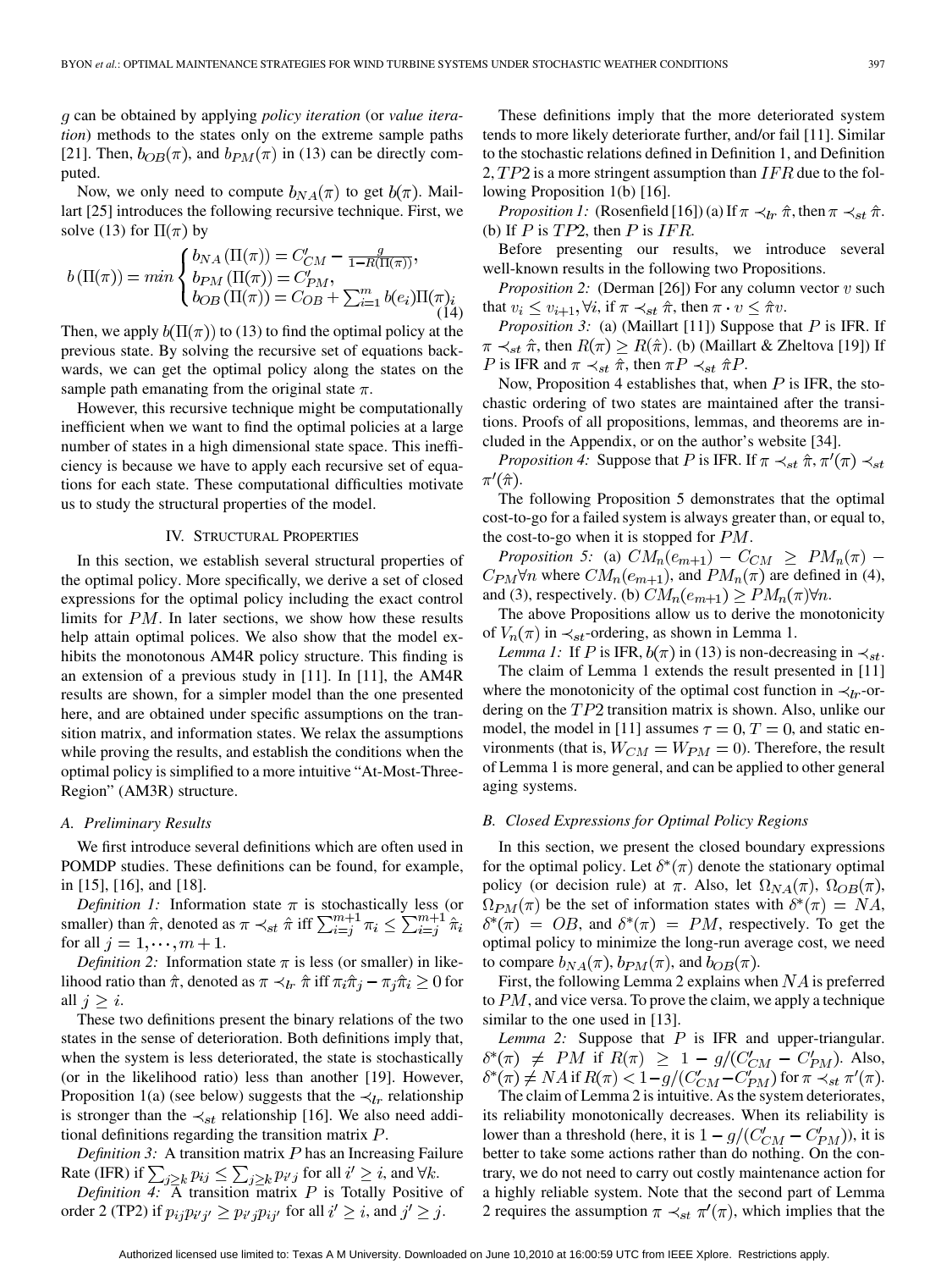$g$ can be obtained by applying *policy iteration* (or *value iteration*) methods to the states only on the extreme sample paths [21]. Then, $b_{OB}(\pi)$, and $b_{PM}(\pi)$ in (13) can be directly computed.

Now, we only need to compute $b_{NA}(\pi)$ to get $b(\pi)$. Maillart [25] introduces the following recursive technique. First, we solve (13) for $\Pi(\pi)$ by

$$b(\Pi(\pi)) = min \begin{cases} b_{NA}(\Pi(\pi)) = C'_{CM} - \frac{g}{1-R(\Pi(\pi))}, \\ b_{PM}(\Pi(\pi)) = C'_{PM}, \\ b_{OB}(\Pi(\pi)) = C_{OB} + \sum_{i=1}^{m} b(e_i)\Pi(\pi)_i \end{cases} \tag{14}$$

Then, we apply $b(\Pi(\pi))$ to (13) to find the optimal policy at the previous state. By solving the recursive set of equations backwards, we can get the optimal policy along the states on the sample path emanating from the original state $\pi$.

However, this recursive technique might be computationally inefficient when we want to find the optimal policies at a large number of states in a high dimensional state space. This inefficiency is because we have to apply each recursive set of equations for each state. These computational difficulties motivate us to study the structural properties of the model.

## IV. Structural Properties

In this section, we establish several structural properties of the optimal policy. More specifically, we derive a set of closed expressions for the optimal policy including the exact control limits for $PM$. In later sections, we show how these results help attain optimal polices. We also show that the model exhibits the monotonous AM4R policy structure. This finding is an extension of a previous study in [11]. In [11], the AM4R results are shown, for a simpler model than the one presented here, and are obtained under specific assumptions on the transition matrix, and information states. We relax the assumptions while proving the results, and establish the conditions when the optimal policy is simplified to a more intuitive "At-Most-Three-Region" (AM3R) structure.

### A. Preliminary Results

We first introduce several definitions which are often used in POMDP studies. These definitions can be found, for example, in [15], [16], and [18].

*Definition 1:* Information state $\pi$ is stochastically less (or smaller) than $\hat{\pi}$, denoted as $\pi \prec_{st} \hat{\pi}$ iff $\sum_{i=j}^{m+1} \pi_i \leq \sum_{i=j}^{m+1} \hat{\pi}_i$ for all $j = 1, \cdots, m+1$.

*Definition 2:* Information state $\pi$ is less (or smaller) in likelihood ratio than $\hat{\pi}$, denoted as $\pi \prec_{lr} \hat{\pi}$ iff $\pi_i \hat{\pi}_j - \pi_j \hat{\pi}_i \geq 0$ for all $j \geq i$.

These two definitions present the binary relations of the two states in the sense of deterioration. Both definitions imply that, when the system is less deteriorated, the state is stochastically (or in the likelihood ratio) less than another [19]. However, Proposition 1(a) (see below) suggests that the $\prec_{lr}$ relationship is stronger than the $\prec_{st}$ relationship [16]. We also need additional definitions regarding the transition matrix $P$.

*Definition 3:* A transition matrix $P$ has an Increasing Failure Rate (IFR) if $\sum_{j \geq k} p_{ij} \leq \sum_{j \geq k} p_{i'j}$ for all $i' \geq i$, and $\forall k$.

*Definition 4:* A transition matrix $P$ is Totally Positive of order 2 (TP2) if $p_{ij}p_{i'j'} \geq p_{i'j}p_{ij'}$ for all $i' \geq i$, and $j' \geq j$.

These definitions imply that the more deteriorated system tends to more likely deteriorate further, and/or fail [11]. Similar to the stochastic relations defined in Definition 1, and Definition 2, $TP2$ is a more stringent assumption than $IFR$ due to the following Proposition 1(b) [16].

*Proposition 1:* (Rosenfield [16]) (a) If $\pi \prec_{lr} \hat{\pi}$, then $\pi \prec_{st} \hat{\pi}$. (b) If $P$ is $TP2$, then $P$ is $IFR$.

Before presenting our results, we introduce several well-known results in the following two Propositions.

*Proposition 2:* (Derman [26]) For any column vector $v$ such that $v_i \leq v_{i+1}, \forall i$, if $\pi \prec_{st} \hat{\pi}$, then $\pi \cdot v \leq \hat{\pi} v$.

*Proposition 3:* (a) (Maillart [11]) Suppose that $P$ is IFR. If $\pi \prec_{st} \hat{\pi}$, then $R(\pi) \geq R(\hat{\pi})$. (b) (Maillart & Zheltova [19]) If $P$ is IFR and $\pi \prec_{st} \hat{\pi}$, then $\pi P \prec_{st} \hat{\pi} P$.

Now, Proposition 4 establishes that, when $P$ is IFR, the stochastic ordering of two states are maintained after the transitions. Proofs of all propositions, lemmas, and theorems are included in the Appendix, or on the author's website [34].

*Proposition 4:* Suppose that $P$ is IFR. If $\pi \prec_{st} \hat{\pi}, \pi'(\pi) \prec_{st} \pi'(\hat{\pi})$.

The following Proposition 5 demonstrates that the optimal cost-to-go for a failed system is always greater than, or equal to, the cost-to-go when it is stopped for $PM$.

*Proposition 5:* (a) $CM_n(e_{m+1}) - C_{CM} \geq PM_n(\pi) - C_{PM} \forall n$ where $CM_n(e_{m+1})$, and $PM_n(\pi)$ are defined in (4), and (3), respectively. (b) $CM_n(e_{m+1}) \geq PM_n(\pi) \forall n$.

The above Propositions allow us to derive the monotonicity of $V_n(\pi)$ in $\prec_{st}$-ordering, as shown in Lemma 1.

*Lemma 1:* If $P$ is IFR, $b(\pi)$ in (13) is non-decreasing in $\prec_{st}$.

The claim of Lemma 1 extends the result presented in [11] where the monotonicity of the optimal cost function in $\prec_{lr}$-ordering on the $TP2$ transition matrix is shown. Also, unlike our model, the model in [11] assumes $\tau = 0, T = 0$, and static environments (that is, $W_{CM} = W_{PM} = 0$). Therefore, the result of Lemma 1 is more general, and can be applied to other general aging systems.

### B. Closed Expressions for Optimal Policy Regions

In this section, we present the closed boundary expressions for the optimal policy. Let $\delta^*(\pi)$ denote the stationary optimal policy (or decision rule) at $\pi$. Also, let $\Omega_{NA}(\pi)$, $\Omega_{OB}(\pi)$, $\Omega_{PM}(\pi)$ be the set of information states with $\delta^*(\pi) = NA$, $\delta^*(\pi) = OB$, and $\delta^*(\pi) = PM$, respectively. To get the optimal policy to minimize the long-run average cost, we need to compare $b_{NA}(\pi)$, $b_{PM}(\pi)$, and $b_{OB}(\pi)$.

First, the following Lemma 2 explains when $NA$ is preferred to $PM$, and vice versa. To prove the claim, we apply a technique similar to the one used in [13].

*Lemma 2:* Suppose that $P$ is IFR and upper-triangular. $\delta^*(\pi) \neq PM$ if $R(\pi) \geq 1 - g/(C'_{CM} - C'_{PM})$. Also, $\delta^*(\pi) \neq NA$ if $R(\pi) < 1 - g/(C'_{CM} - C'_{PM})$ for $\pi \prec_{st} \pi'(\pi)$.

The claim of Lemma 2 is intuitive. As the system deteriorates, its reliability monotonically decreases. When its reliability is lower than a threshold (here, it is $1 - g/(C'_{CM} - C'_{PM})$), it is better to take some actions rather than do nothing. On the contrary, we do not need to carry out costly maintenance action for a highly reliable system. Note that the second part of Lemma 2 requires the assumption $\pi \prec_{st} \pi'(\pi)$, which implies that the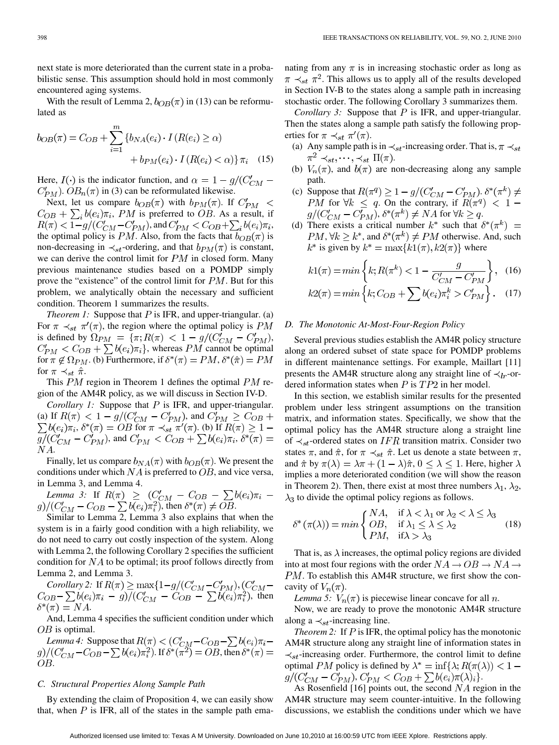next state is more deteriorated than the current state in a probabilistic sense. This assumption should hold in most commonly encountered aging systems.

With the result of Lemma 2, $b_{OB}(\pi)$ in (13) can be reformulated as

$$b_{OB}(\pi) = C_{OB} + \sum_{i=1}^{m} \{b_{NA}(e_i) \cdot I(R(e_i) \geq \alpha) + b_{PM}(e_i) \cdot I(R(e_i) < \alpha)\} \pi_i \quad (15)$$

Here, $I(\cdot)$ is the indicator function, and $\alpha = 1 - g/(C'_{CM} - C'_{PM})$. $OB_n(\pi)$ in (3) can be reformulated likewise.

Next, let us compare $b_{OB}(\pi)$ with $b_{PM}(\pi)$. If $C'_{PM} < C_{OB} + \sum_i b(e_i)\pi_i$, $PM$ is preferred to $OB$. As a result, if $R(\pi) < 1 - g/(C'_{CM} - C'_{PM})$, and $C'_{PM} < C_{OB} + \sum_i b(e_i)\pi_i$, the optimal policy is $PM$. Also, from the facts that $b_{OB}(\pi)$ is non-decreasing in $\prec_{st}$-ordering, and that $b_{PM}(\pi)$ is constant, we can derive the control limit for $PM$ in closed form. Many previous maintenance studies based on a POMDP simply prove the "existence" of the control limit for $PM$. But for this problem, we analytically obtain the necessary and sufficient condition. Theorem 1 summarizes the results.

*Theorem 1:* Suppose that $P$ is IFR, and upper-triangular. (a) For $\pi \prec_{st} \pi'(\pi)$, the region where the optimal policy is $PM$ is defined by $\Omega_{PM} = \{\pi; R(\pi) < 1 - g/(C'_{CM} - C'_{PM}), C'_{PM} < C_{OB} + \sum b(e_i)\pi_i\}$, whereas $PM$ cannot be optimal for $\pi \notin \Omega_{PM}$. (b) Furthermore, if $\delta^*(\pi) = PM$, $\delta^*(\hat{\pi}) = PM$ for $\pi \prec_{st} \hat{\pi}$.

This $PM$ region in Theorem 1 defines the optimal $PM$ region of the AM4R policy, as we will discuss in Section IV-D.

*Corollary 1:* Suppose that $P$ is IFR, and upper-triangular. (a) If $R(\pi) < 1 - g/(C'_{CM} - C'_{PM})$, and $C'_{PM} \geq C_{OB} + \sum b(e_i)\pi_i$, $\delta^*(\pi) = OB$ for $\pi \prec_{st} \pi'(\pi)$. (b) If $R(\pi) \geq 1 - g/(C'_{CM} - C'_{PM})$, and $C'_{PM} < C_{OB} + \sum b(e_i)\pi_i$, $\delta^*(\pi) = NA$.

Finally, let us compare $b_{NA}(\pi)$ with $b_{OB}(\pi)$. We present the conditions under which $NA$ is preferred to $OB$, and vice versa, in Lemma 3, and Lemma 4.

*Lemma 3:* If $R(\pi) \geq (C'_{CM} - C_{OB} - \sum b(e_i)\pi_i - g)/(C'_{CM} - C_{OB} - \sum b(e_i)\pi_i^2)$, then $\delta^*(\pi) \neq OB$.

Similar to Lemma 2, Lemma 3 also explains that when the system is in a fairly good condition with a high reliability, we do not need to carry out costly inspection of the system. Along with Lemma 2, the following Corollary 2 specifies the sufficient condition for $NA$ to be optimal; its proof follows directly from Lemma 2, and Lemma 3.

*Corollary 2:* If $R(\pi) \geq \max\{1 - g/(C'_{CM} - C'_{PM}), (C'_{CM} - C_{OB} - \sum b(e_i)\pi_i - g)/(C'_{CM} - C_{OB} - \sum b(e_i)\pi_i^2)\}$, then $\delta^*(\pi) = NA$.

And, Lemma 4 specifies the sufficient condition under which $OB$ is optimal.

*Lemma 4:* Suppose that $R(\pi) < (C'_{CM} - C_{OB} - \sum b(e_i)\pi_i - g)/(C'_{CM} - C_{OB} - \sum b(e_i)\pi_i^2)$. If $\delta^*(\pi^2) = OB$, then $\delta^*(\pi) = OB$.

### C. Structural Properties Along Sample Path

By extending the claim of Proposition 4, we can easily show that, when $P$ is IFR, all of the states in the sample path emanating from any $\pi$ is in increasing stochastic order as long as $\pi \prec_{st} \pi^2$. This allows us to apply all of the results developed in Section IV-B to the states along a sample path in increasing stochastic order. The following Corollary 3 summarizes them.

*Corollary 3:* Suppose that $P$ is IFR, and upper-triangular. Then the states along a sample path satisfy the following properties for $\pi \prec_{st} \pi'(\pi)$.

(a) Any sample path is in $\prec_{st}$-increasing order. That is, $\pi \prec_{st} \pi^2 \prec_{st}, \cdots, \prec_{st} \Pi(\pi)$.

(b) $V_n(\pi)$, and $b(\pi)$ are non-decreasing along any sample path.

(c) Suppose that $R(\pi^q) \geq 1 - g/(C'_{CM} - C'_{PM})$. $\delta^*(\pi^k) \neq PM$ for $\forall k \leq q$. On the contrary, if $R(\pi^q) < 1 - g/(C'_{CM} - C'_{PM})$, $\delta^*(\pi^k) \neq NA$ for $\forall k \geq q$.

(d) There exists a critical number $k^*$ such that $\delta^*(\pi^k) = PM, \forall k \geq k^*$, and $\delta^*(\pi^k) \neq PM$ otherwise. And, such $k^*$ is given by $k^* = \max\{k1(\pi), k2(\pi)\}$ where

$$k1(\pi) = min\left\{k; R(\pi^k) < 1 - \frac{g}{C'_{CM} - C'_{PM}}\right\}, \quad (16)$$

$$k2(\pi) = min\left\{k; C_{OB} + \sum b(e_i)\pi_i^k > C'_{PM}\right\}. \quad (17)$$

### D. The Monotonic At-Most-Four-Region Policy

Several previous studies establish the AM4R policy structure along an ordered subset of state space for POMDP problems in different maintenance settings. For example, Maillart [11] presents the AM4R structure along any straight line of $\prec_{lr}$-ordered information states when $P$ is $TP2$ in her model.

In this section, we establish similar results for the presented problem under less stringent assumptions on the transition matrix, and information states. Specifically, we show that the optimal policy has the AM4R structure along a straight line of $\prec_{st}$-ordered states on $IFR$ transition matrix. Consider two states $\pi$, and $\hat{\pi}$, for $\pi \prec_{st} \hat{\pi}$. Let us denote a state between $\pi$, and $\hat{\pi}$ by $\pi(\lambda) = \lambda\pi + (1-\lambda)\hat{\pi}$, $0 \leq \lambda \leq 1$. Here, higher $\lambda$ implies a more deteriorated condition (we will show the reason in Theorem 2). Then, there exist at most three numbers $\lambda_1$, $\lambda_2$, $\lambda_3$ to divide the optimal policy regions as follows.

$$\delta^*(\pi(\lambda)) = min\begin{cases} NA, & \text{if } \lambda < \lambda_1 \text{ or } \lambda_2 < \lambda \leq \lambda_3 \\ OB, & \text{if } \lambda_1 \leq \lambda \leq \lambda_2 \\ PM, & \text{if} \lambda > \lambda_3 \end{cases} \quad (18)$$

That is, as $\lambda$ increases, the optimal policy regions are divided into at most four regions with the order $NA \rightarrow OB \rightarrow NA \rightarrow PM$. To establish this AM4R structure, we first show the concavity of $V_n(\pi)$.

*Lemma 5:* $V_n(\pi)$ is piecewise linear concave for all $n$.

Now, we are ready to prove the monotonic AM4R structure along a $\prec_{st}$-increasing line.

*Theorem 2:* If $P$ is IFR, the optimal policy has the monotonic AM4R structure along any straight line of information states in $\prec_{st}$-increasing order. Furthermore, the control limit to define optimal $PM$ policy is defined by $\lambda^* = \inf\{\lambda; R(\pi(\lambda)) < 1 - g/(C'_{CM} - C'_{PM}), C'_{PM} < C_{OB} + \sum b(e_i)\pi(\lambda)_i\}$.

As Rosenfield [16] points out, the second $NA$ region in the AM4R structure may seem counter-intuitive. In the following discussions, we establish the conditions under which we have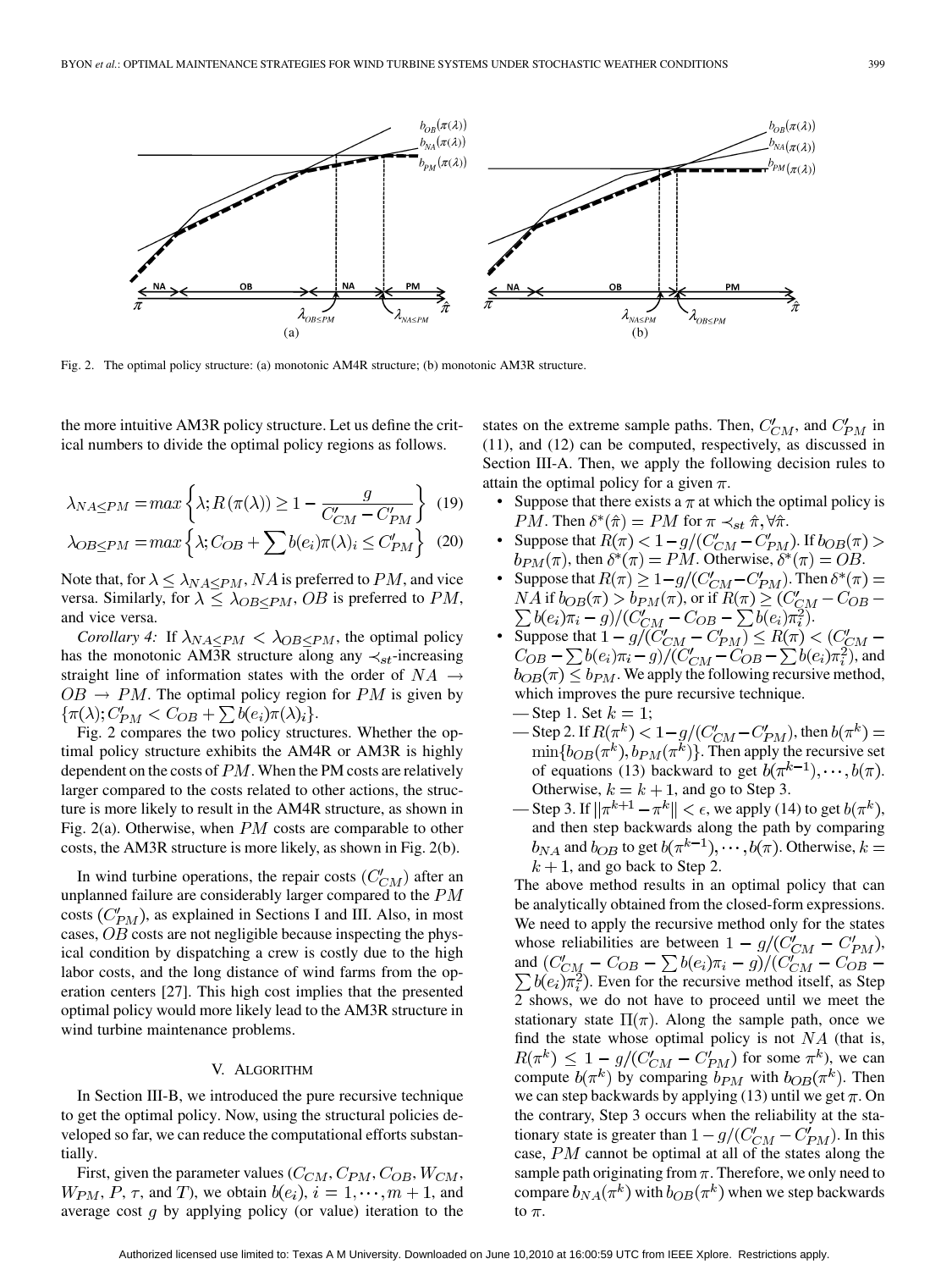Fig. 2. The optimal policy structure: (a) monotonic AM4R structure; (b) monotonic AM3R structure.

the more intuitive AM3R policy structure. Let us define the critical numbers to divide the optimal policy regions as follows.

$$\lambda_{NA\leq PM} = max\left\{\lambda; R(\pi(\lambda)) \geq 1 - \frac{g}{C'_{CM} - C'_{PM}}\right\} \quad (19)$$

$$\lambda_{OB\leq PM} = max\left\{\lambda; C_{OB} + \sum b(e_i)\pi(\lambda)_i \leq C'_{PM}\right\} \quad (20)$$

Note that, for $\lambda \leq \lambda_{NA\leq PM}$, $NA$ is preferred to $PM$, and vice versa. Similarly, for $\lambda \leq \lambda_{OB\leq PM}$, $OB$ is preferred to $PM$, and vice versa.

*Corollary 4:* If $\lambda_{NA\leq PM} < \lambda_{OB\leq PM}$, the optimal policy has the monotonic AM3R structure along any $\prec_{st}$-increasing straight line of information states with the order of $NA \rightarrow OB \rightarrow PM$. The optimal policy region for $PM$ is given by $\{\pi(\lambda); C'_{PM} < C_{OB} + \sum b(e_i)\pi(\lambda)_i\}$.

Fig. 2 compares the two policy structures. Whether the optimal policy structure exhibits the AM4R or AM3R is highly dependent on the costs of $PM$. When the PM costs are relatively larger compared to the costs related to other actions, the structure is more likely to result in the AM4R structure, as shown in Fig. 2(a). Otherwise, when $PM$ costs are comparable to other costs, the AM3R structure is more likely, as shown in Fig. 2(b).

In wind turbine operations, the repair costs ($C'_{CM}$) after an unplanned failure are considerably larger compared to the $PM$ costs ($C'_{PM}$), as explained in Sections I and III. Also, in most cases, $OB$ costs are not negligible because inspecting the physical condition by dispatching a crew is costly due to the high labor costs, and the long distance of wind farms from the operation centers [27]. This high cost implies that the presented optimal policy would more likely lead to the AM3R structure in wind turbine maintenance problems.

## V. Algorithm

In Section III-B, we introduced the pure recursive technique to get the optimal policy. Now, using the structural policies developed so far, we can reduce the computational efforts substantially.

First, given the parameter values ($C_{CM}$, $C_{PM}$, $C_{OB}$, $W_{CM}$, $W_{PM}$, $P$, $\tau$, and $T$), we obtain $b(e_i)$, $i = 1, \cdots, m+1$, and average cost $g$ by applying policy (or value) iteration to the states on the extreme sample paths. Then, $C'_{CM}$, and $C'_{PM}$ in (11), and (12) can be computed, respectively, as discussed in Section III-A. Then, we apply the following decision rules to attain the optimal policy for a given $\pi$.

- Suppose that there exists a $\pi$ at which the optimal policy is $PM$. Then $\delta^*(\hat{\pi}) = PM$ for $\pi \prec_{st} \hat{\pi}, \forall \hat{\pi}$.
- Suppose that $R(\pi) < 1 - g/(C'_{CM} - C'_{PM})$. If $b_{OB}(\pi) > b_{PM}(\pi)$, then $\delta^*(\pi) = PM$. Otherwise, $\delta^*(\pi) = OB$.
- Suppose that $R(\pi) \geq 1 - g/(C'_{CM} - C'_{PM})$. Then $\delta^*(\pi) = NA$ if $b_{OB}(\pi) > b_{PM}(\pi)$, or if $R(\pi) \geq (C'_{CM} - C_{OB} - \sum b(e_i)\pi_i - g)/(C'_{CM} - C_{OB} - \sum b(e_i)\pi_i^2)$.
- Suppose that $1 - g/(C'_{CM} - C'_{PM}) \leq R(\pi) < (C'_{CM} - C_{OB} - \sum b(e_i)\pi_i - g)/(C'_{CM} - C_{OB} - \sum b(e_i)\pi_i^2)$, and $b_{OB}(\pi) \leq b_{PM}$. We apply the following recursive method, which improves the pure recursive technique.
  - Step 1. Set $k = 1$;
  - Step 2. If $R(\pi^k) < 1 - g/(C'_{CM} - C'_{PM})$, then $b(\pi^k) = \min\{b_{OB}(\pi^k), b_{PM}(\pi^k)\}$. Then apply the recursive set of equations (13) backward to get $b(\pi^{k-1}), \cdots, b(\pi)$. Otherwise, $k = k+1$, and go to Step 3.
  - Step 3. If $\|\pi^{k+1} - \pi^k\| < \epsilon$, we apply (14) to get $b(\pi^k)$, and then step backwards along the path by comparing $b_{NA}$ and $b_{OB}$ to get $b(\pi^{k-1}), \cdots, b(\pi)$. Otherwise, $k = k+1$, and go back to Step 2.

The above method results in an optimal policy that can be analytically obtained from the closed-form expressions. We need to apply the recursive method only for the states whose reliabilities are between $1 - g/(C'_{CM} - C'_{PM})$, and $(C'_{CM} - C_{OB} - \sum b(e_i)\pi_i - g)/(C'_{CM} - C_{OB} - \sum b(e_i)\pi_i^2)$. Even for the recursive method itself, as Step 2 shows, we do not have to proceed until we meet the stationary state $\Pi(\pi)$. Along the sample path, once we find the state whose optimal policy is not $NA$ (that is, $R(\pi^k) \leq 1 - g/(C'_{CM} - C'_{PM})$ for some $\pi^k$), we can compute $b(\pi^k)$ by comparing $b_{PM}$ with $b_{OB}(\pi^k)$. Then we can step backwards by applying (13) until we get $\pi$. On the contrary, Step 3 occurs when the reliability at the stationary state is greater than $1 - g/(C'_{CM} - C'_{PM})$. In this case, $PM$ cannot be optimal at all of the states along the sample path originating from $\pi$. Therefore, we only need to compare $b_{NA}(\pi^k)$ with $b_{OB}(\pi^k)$ when we step backwards to $\pi$.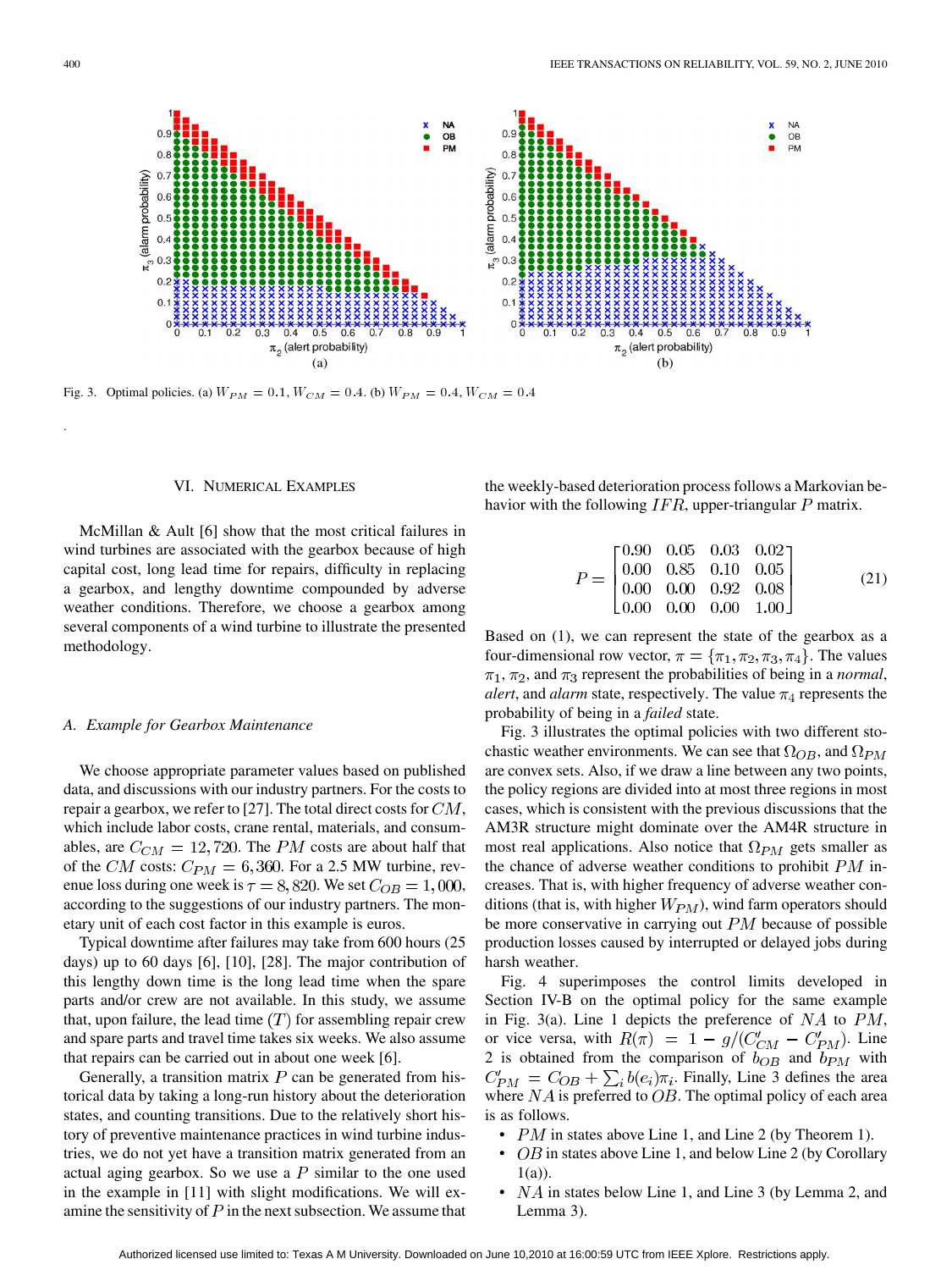Fig. 3. Optimal policies. (a) $W_{PM} = 0.1, W_{CM} = 0.4$. (b) $W_{PM} = 0.4, W_{CM} = 0.4$

## VI. Numerical Examples

McMillan & Ault [6] show that the most critical failures in wind turbines are associated with the gearbox because of high capital cost, long lead time for repairs, difficulty in replacing a gearbox, and lengthy downtime compounded by adverse weather conditions. Therefore, we choose a gearbox among several components of a wind turbine to illustrate the presented methodology.

### A. Example for Gearbox Maintenance

We choose appropriate parameter values based on published data, and discussions with our industry partners. For the costs to repair a gearbox, we refer to [27]. The total direct costs for $CM$, which include labor costs, crane rental, materials, and consumables, are $C_{CM} = 12,720$. The $PM$ costs are about half that of the $CM$ costs: $C_{PM} = 6,360$. For a 2.5 MW turbine, revenue loss during one week is $\tau = 8,820$. We set $C_{OB} = 1,000$, according to the suggestions of our industry partners. The monetary unit of each cost factor in this example is euros.

Typical downtime after failures may take from 600 hours (25 days) up to 60 days [6], [10], [28]. The major contribution of this lengthy down time is the long lead time when the spare parts and/or crew are not available. In this study, we assume that, upon failure, the lead time $(T)$ for assembling repair crew and spare parts and travel time takes six weeks. We also assume that repairs can be carried out in about one week [6].

Generally, a transition matrix $P$ can be generated from historical data by taking a long-run history about the deterioration states, and counting transitions. Due to the relatively short history of preventive maintenance practices in wind turbine industries, we do not yet have a transition matrix generated from an actual aging gearbox. So we use a $P$ similar to the one used in the example in [11] with slight modifications. We will examine the sensitivity of $P$ in the next subsection. We assume that the weekly-based deterioration process follows a Markovian behavior with the following $IFR$, upper-triangular $P$ matrix.

$$P = \begin{bmatrix} 0.90 & 0.05 & 0.03 & 0.02 \\ 0.00 & 0.85 & 0.10 & 0.05 \\ 0.00 & 0.00 & 0.92 & 0.08 \\ 0.00 & 0.00 & 0.00 & 1.00 \end{bmatrix} \tag{21}$$

Based on (1), we can represent the state of the gearbox as a four-dimensional row vector, $\pi = \{\pi_1, \pi_2, \pi_3, \pi_4\}$. The values $\pi_1$, $\pi_2$, and $\pi_3$ represent the probabilities of being in a *normal*, *alert*, and *alarm* state, respectively. The value $\pi_4$ represents the probability of being in a *failed* state.

Fig. 3 illustrates the optimal policies with two different stochastic weather environments. We can see that $\Omega_{OB}$, and $\Omega_{PM}$ are convex sets. Also, if we draw a line between any two points, the policy regions are divided into at most three regions in most cases, which is consistent with the previous discussions that the AM3R structure might dominate over the AM4R structure in most real applications. Also notice that $\Omega_{PM}$ gets smaller as the chance of adverse weather conditions to prohibit $PM$ increases. That is, with higher frequency of adverse weather conditions (that is, with higher $W_{PM}$), wind farm operators should be more conservative in carrying out $PM$ because of possible production losses caused by interrupted or delayed jobs during harsh weather.

Fig. 4 superimposes the control limits developed in Section IV-B on the optimal policy for the same example in Fig. 3(a). Line 1 depicts the preference of $NA$ to $PM$, or vice versa, with $R(\pi) = 1 - g/(C'_{CM} - C'_{PM})$. Line 2 is obtained from the comparison of $b_{OB}$ and $b_{PM}$ with $C'_{PM} = C_{OB} + \sum_i b(e_i)\pi_i$. Finally, Line 3 defines the area where $NA$ is preferred to $OB$. The optimal policy of each area is as follows.

- $PM$ in states above Line 1, and Line 2 (by Theorem 1).
- $OB$ in states above Line 1, and below Line 2 (by Corollary 1(a)).
- $NA$ in states below Line 1, and Line 3 (by Lemma 2, and Lemma 3).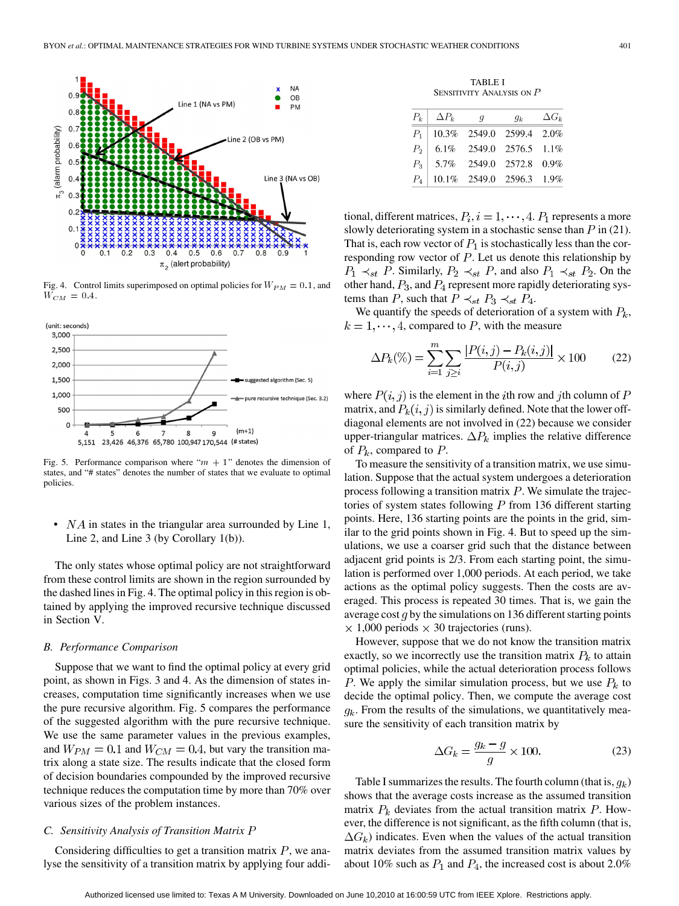Fig. 4. Control limits superimposed on optimal policies for $W_{PM} = 0.1$, and $W_{CM} = 0.4$.

Fig. 5. Performance comparison where "$m+1$" denotes the dimension of states, and "# states" denotes the number of states that we evaluate to optimal policies.

- $NA$ in states in the triangular area surrounded by Line 1, Line 2, and Line 3 (by Corollary 1(b)).

The only states whose optimal policy are not straightforward from these control limits are shown in the region surrounded by the dashed lines in Fig. 4. The optimal policy in this region is obtained by applying the improved recursive technique discussed in Section V.

### B. Performance Comparison

Suppose that we want to find the optimal policy at every grid point, as shown in Figs. 3 and 4. As the dimension of states increases, computation time significantly increases when we use the pure recursive algorithm. Fig. 5 compares the performance of the suggested algorithm with the pure recursive technique. We use the same parameter values in the previous examples, and $W_{PM} = 0.1$ and $W_{CM} = 0.4$, but vary the transition matrix along a state size. The results indicate that the closed form of decision boundaries compounded by the improved recursive technique reduces the computation time by more than 70% over various sizes of the problem instances.

### C. Sensitivity Analysis of Transition Matrix $P$

Considering difficulties to get a transition matrix $P$, we analyse the sensitivity of a transition matrix by applying four additional, different matrices, $P_i, i = 1, \cdots, 4$. $P_1$ represents a more slowly deteriorating system in a stochastic sense than $P$ in (21). That is, each row vector of $P_1$ is stochastically less than the corresponding row vector of $P$. Let us denote this relationship by $P_1 \prec_{st} P$. Similarly, $P_2 \prec_{st} P$, and also $P_1 \prec_{st} P_2$. On the other hand, $P_3$, and $P_4$ represent more rapidly deteriorating systems than $P$, such that $P \prec_{st} P_3 \prec_{st} P_4$.

We quantify the speeds of deterioration of a system with $P_k$, $k = 1, \cdots, 4$, compared to $P$, with the measure

$$\Delta P_k(\%) = \sum_{i=1}^{m} \sum_{j \geq i} \frac{|P(i,j) - P_k(i,j)|}{P(i,j)} \times 100 \tag{22}$$

where $P(i,j)$ is the element in the $i$th row and $j$th column of $P$ matrix, and $P_k(i,j)$ is similarly defined. Note that the lower off-diagonal elements are not involved in (22) because we consider upper-triangular matrices. $\Delta P_k$ implies the relative difference of $P_k$, compared to $P$.

To measure the sensitivity of a transition matrix, we use simulation. Suppose that the actual system undergoes a deterioration process following a transition matrix $P$. We simulate the trajectories of system states following $P$ from 136 different starting points. Here, 136 starting points are the points in the grid, similar to the grid points shown in Fig. 4. But to speed up the simulations, we use a coarser grid such that the distance between adjacent grid points is 2/3. From each starting point, the simulation is performed over 1,000 periods. At each period, we take actions as the optimal policy suggests. Then the costs are averaged. This process is repeated 30 times. That is, we gain the average cost $g$ by the simulations on 136 different starting points $\times$ 1,000 periods $\times$ 30 trajectories (runs).

However, suppose that we do not know the transition matrix exactly, so we incorrectly use the transition matrix $P_k$ to attain optimal policies, while the actual deterioration process follows $P$. We apply the similar simulation process, but we use $P_k$ to decide the optimal policy. Then, we compute the average cost $g_k$. From the results of the simulations, we quantitatively measure the sensitivity of each transition matrix by

$$\Delta G_k = \frac{g_k - g}{g} \times 100. \tag{23}$$

TABLE I
SENSITIVITY ANALYSIS ON $P$

| $P_k$ | $\Delta P_k$ | $g$ | $g_k$ | $\Delta G_k$ |
|---|---|---|---|---|
| $P_1$ | 10.3% | 2549.0 | 2599.4 | 2.0% |
| $P_2$ | 6.1% | 2549.0 | 2576.5 | 1.1% |
| $P_3$ | 5.7% | 2549.0 | 2572.8 | 0.9% |
| $P_4$ | 10.1% | 2549.0 | 2596.3 | 1.9% |

Table I summarizes the results. The fourth column (that is, $g_k$) shows that the average costs increase as the assumed transition matrix $P_k$ deviates from the actual transition matrix $P$. However, the difference is not significant, as the fifth column (that is, $\Delta G_k$) indicates. Even when the values of the actual transition matrix deviates from the assumed transition matrix values by about 10% such as $P_1$ and $P_4$, the increased cost is about 2.0%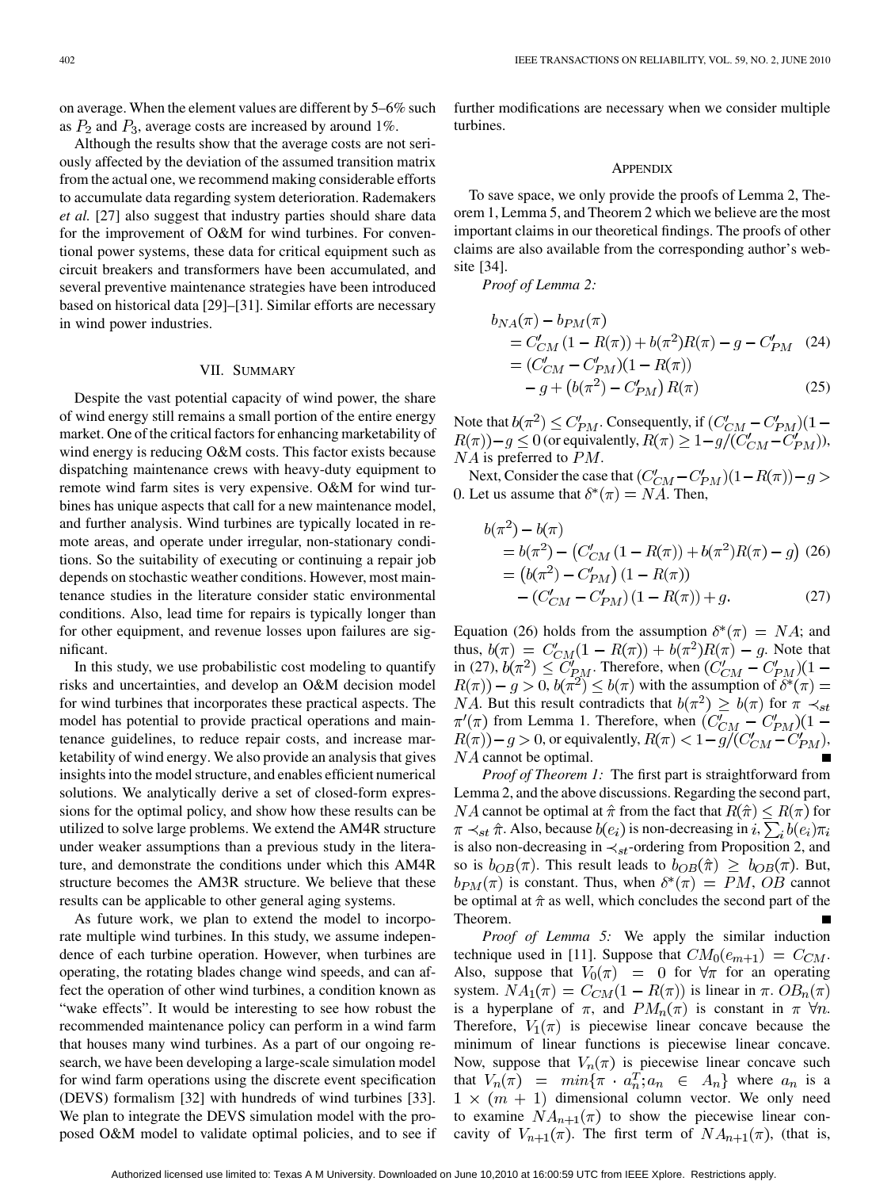on average. When the element values are different by 5–6% such as $P_2$ and $P_3$, average costs are increased by around 1%.

Although the results show that the average costs are not seriously affected by the deviation of the assumed transition matrix from the actual one, we recommend making considerable efforts to accumulate data regarding system deterioration. Rademakers *et al.* [27] also suggest that industry parties should share data for the improvement of O&M for wind turbines. For conventional power systems, these data for critical equipment such as circuit breakers and transformers have been accumulated, and several preventive maintenance strategies have been introduced based on historical data [29]–[31]. Similar efforts are necessary in wind power industries.

## VII. Summary

Despite the vast potential capacity of wind power, the share of wind energy still remains a small portion of the entire energy market. One of the critical factors for enhancing marketability of wind energy is reducing O&M costs. This factor exists because dispatching maintenance crews with heavy-duty equipment to remote wind farm sites is very expensive. O&M for wind turbines has unique aspects that call for a new maintenance model, and further analysis. Wind turbines are typically located in remote areas, and operate under irregular, non-stationary conditions. So the suitability of executing or continuing a repair job depends on stochastic weather conditions. However, most maintenance studies in the literature consider static environmental conditions. Also, lead time for repairs is typically longer than for other equipment, and revenue losses upon failures are significant.

In this study, we use probabilistic cost modeling to quantify risks and uncertainties, and develop an O&M decision model for wind turbines that incorporates these practical aspects. The model has potential to provide practical operations and maintenance guidelines, to reduce repair costs, and increase marketability of wind energy. We also provide an analysis that gives insights into the model structure, and enables efficient numerical solutions. We analytically derive a set of closed-form expressions for the optimal policy, and show how these results can be utilized to solve large problems. We extend the AM4R structure under weaker assumptions than a previous study in the literature, and demonstrate the conditions under which this AM4R structure becomes the AM3R structure. We believe that these results can be applicable to other general aging systems.

As future work, we plan to extend the model to incorporate multiple wind turbines. In this study, we assume independence of each turbine operation. However, when turbines are operating, the rotating blades change wind speeds, and can affect the operation of other wind turbines, a condition known as "wake effects". It would be interesting to see how robust the recommended maintenance policy can perform in a wind farm that houses many wind turbines. As a part of our ongoing research, we have been developing a large-scale simulation model for wind farm operations using the discrete event specification (DEVS) formalism [32] with hundreds of wind turbines [33]. We plan to integrate the DEVS simulation model with the proposed O&M model to validate optimal policies, and to see if further modifications are necessary when we consider multiple turbines.

## Appendix

To save space, we only provide the proofs of Lemma 2, Theorem 1, Lemma 5, and Theorem 2 which we believe are the most important claims in our theoretical findings. The proofs of other claims are also available from the corresponding author's website [34].

*Proof of Lemma 2:*

$$
\begin{aligned}
b_{NA}(\pi) - b_{PM}(\pi) &= C'_{CM}\left(1 - R(\pi)\right) + b(\pi^2)R(\pi) - g - C'_{PM} \quad (24)\\
&= (C'_{CM} - C'_{PM})(1 - R(\pi)) \\
&\quad - g + \left(b(\pi^2) - C'_{PM}\right)R(\pi) \quad (25)
\end{aligned}
$$

Note that $b(\pi^2) \leq C'_{PM}$. Consequently, if $(C'_{CM} - C'_{PM})(1 - R(\pi)) - g \leq 0$ (or equivalently, $R(\pi) \geq 1 - g/(C'_{CM} - C'_{PM})$), $NA$ is preferred to $PM$.

Next, Consider the case that $(C'_{CM} - C'_{PM})(1 - R(\pi)) - g > 0$. Let us assume that $\delta^*(\pi) = NA$. Then,

$$
\begin{aligned}
b(\pi^2) - b(\pi) &= b(\pi^2) - \left(C'_{CM}\left(1 - R(\pi)\right) + b(\pi^2)R(\pi) - g\right) \quad (26)\\
&= \left(b(\pi^2) - C'_{PM}\right)(1 - R(\pi)) \\
&\quad - (C'_{CM} - C'_{PM})(1 - R(\pi)) + g. \quad (27)
\end{aligned}
$$

Equation (26) holds from the assumption $\delta^*(\pi) = NA$; and thus, $b(\pi) = C'_{CM}(1 - R(\pi)) + b(\pi^2)R(\pi) - g$. Note that in (27), $b(\pi^2) \leq C'_{PM}$. Therefore, when $(C'_{CM} - C'_{PM})(1 - R(\pi)) - g > 0$, $b(\pi^2) \leq b(\pi)$ with the assumption of $\delta^*(\pi) = NA$. But this result contradicts that $b(\pi^2) \geq b(\pi)$ for $\pi \prec_{st} \pi'(\pi)$ from Lemma 1. Therefore, when $(C'_{CM} - C'_{PM})(1 - R(\pi)) - g > 0$, or equivalently, $R(\pi) < 1 - g/(C'_{CM} - C'_{PM})$, $NA$ cannot be optimal. ∎

*Proof of Theorem 1:* The first part is straightforward from Lemma 2, and the above discussions. Regarding the second part, $NA$ cannot be optimal at $\hat{\pi}$ from the fact that $R(\hat{\pi}) \leq R(\pi)$ for $\pi \prec_{st} \hat{\pi}$. Also, because $b(e_i)$ is non-decreasing in $i$, $\sum_i b(e_i)\pi_i$ is also non-decreasing in $\prec_{st}$-ordering from Proposition 2, and so is $b_{OB}(\pi)$. This result leads to $b_{OB}(\hat{\pi}) \geq b_{OB}(\pi)$. But, $b_{PM}(\pi)$ is constant. Thus, when $\delta^*(\pi) = PM$, $OB$ cannot be optimal at $\hat{\pi}$ as well, which concludes the second part of the Theorem. ∎

*Proof of Lemma 5:* We apply the similar induction technique used in [11]. Suppose that $CM_0(e_{m+1}) = C_{CM}$. Also, suppose that $V_0(\pi) = 0$ for $\forall \pi$ for an operating system. $NA_1(\pi) = C_{CM}(1 - R(\pi))$ is linear in $\pi$. $OB_n(\pi)$ is a hyperplane of $\pi$, and $PM_n(\pi)$ is constant in $\pi$ $\forall n$. Therefore, $V_1(\pi)$ is piecewise linear concave because the minimum of linear functions is piecewise linear concave. Now, suppose that $V_n(\pi)$ is piecewise linear concave such that $V_n(\pi) = min\{\pi \cdot a_n^T; a_n \in A_n\}$ where $a_n$ is a $1 \times (m+1)$ dimensional column vector. We only need to examine $NA_{n+1}(\pi)$ to show the piecewise linear concavity of $V_{n+1}(\pi)$. The first term of $NA_{n+1}(\pi)$, (that is,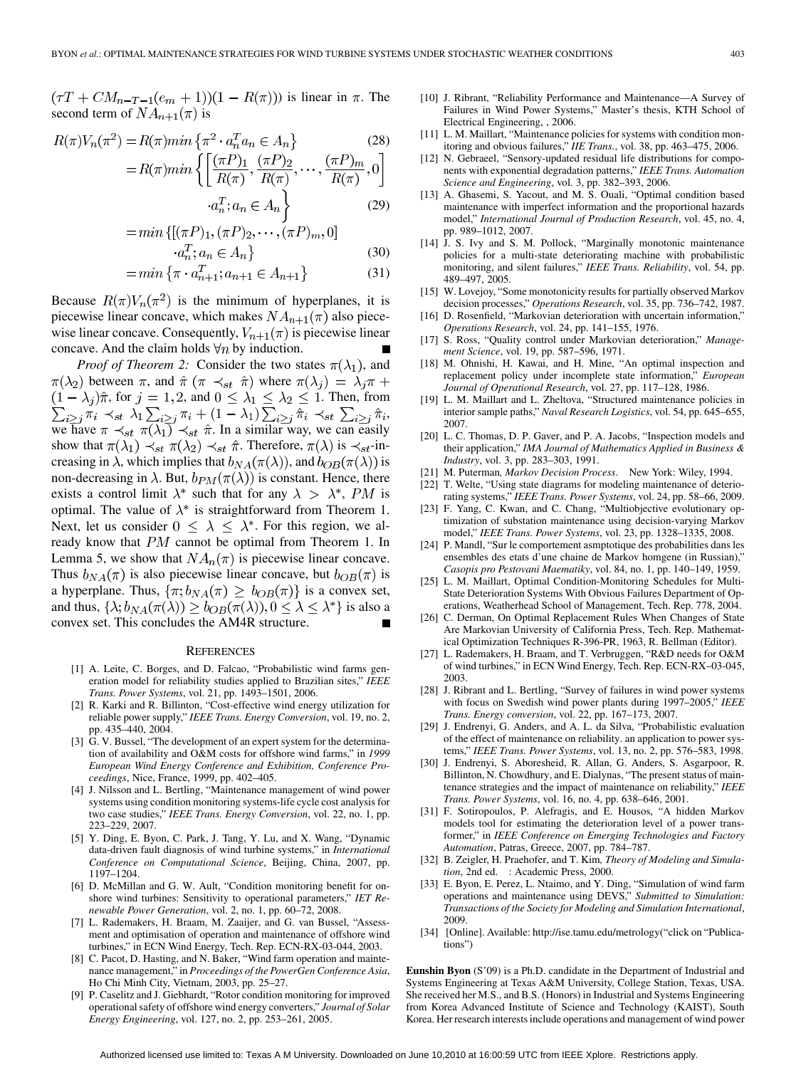$(\tau T + CM_{n-T-1}(e_m+1))(1-R(\pi)))$ is linear in $\pi$. The second term of $NA_{n+1}(\pi)$ is

$$
\begin{aligned}
R(\pi)V_n(\pi^2) &= R(\pi) min\left\{\pi^2 \cdot a_n^T a_n \in A_n\right\} && (28)\\
&= R(\pi) min\left\{\left[\frac{(\pi P)_1}{R(\pi)}, \frac{(\pi P)_2}{R(\pi)}, \cdots, \frac{(\pi P)_m}{R(\pi)}, 0\right] \cdot a_n^T; a_n \in A_n\right\} && (29)\\
&= min\left\{[(\pi P)_1, (\pi P)_2, \cdots, (\pi P)_m, 0] \cdot a_n^T; a_n \in A_n\right\} && (30)\\
&= min\left\{\pi \cdot a_{n+1}^T; a_{n+1} \in A_{n+1}\right\} && (31)
\end{aligned}
$$

Because $R(\pi)V_n(\pi^2)$ is the minimum of hyperplanes, it is piecewise linear concave, which makes $NA_{n+1}(\pi)$ also piecewise linear concave. Consequently, $V_{n+1}(\pi)$ is piecewise linear concave. And the claim holds $\forall n$ by induction. ∎

*Proof of Theorem 2:* Consider the two states $\pi(\lambda_1)$, and $\pi(\lambda_2)$ between $\pi$, and $\hat{\pi}$ ($\pi \prec_{st} \hat{\pi}$) where $\pi(\lambda_j) = \lambda_j \pi + (1-\lambda_j)\hat{\pi}$, for $j = 1, 2$, and $0 \le \lambda_1 \le \lambda_2 \le 1$. Then, from $\sum_{i \ge j} \pi_i \prec_{st} \lambda_1 \sum_{i \ge j} \pi_i + (1-\lambda_1)\sum_{i \ge j} \hat{\pi}_i \prec_{st} \sum_{i \ge j} \hat{\pi}_i$, we have $\pi \prec_{st} \pi(\lambda_1) \prec_{st} \hat{\pi}$. In a similar way, we can easily show that $\pi(\lambda_1) \prec_{st} \pi(\lambda_2) \prec_{st} \hat{\pi}$. Therefore, $\pi(\lambda)$ is $\prec_{st}$-increasing in $\lambda$, which implies that $b_{NA}(\pi(\lambda))$, and $b_{OB}(\pi(\lambda))$ is non-decreasing in $\lambda$. But, $b_{PM}(\pi(\lambda))$ is constant. Hence, there exists a control limit $\lambda^*$ such that for any $\lambda > \lambda^*$, $PM$ is optimal. The value of $\lambda^*$ is straightforward from Theorem 1. Next, let us consider $0 \le \lambda \le \lambda^*$. For this region, we already know that $PM$ cannot be optimal from Theorem 1. In Lemma 5, we show that $NA_n(\pi)$ is piecewise linear concave. Thus $b_{NA}(\pi)$ is also piecewise linear concave, but $b_{OB}(\pi)$ is a hyperplane. Thus, $\{\pi; b_{NA}(\pi) \ge b_{OB}(\pi)\}$ is a convex set, and thus, $\{\lambda; b_{NA}(\pi(\lambda)) \ge b_{OB}(\pi(\lambda)), 0 \le \lambda \le \lambda^*\}$ is also a convex set. This concludes the AM4R structure. ∎

## REFERENCES

[1] A. Leite, C. Borges, and D. Falcao, "Probabilistic wind farms generation model for reliability studies applied to Brazilian sites," *IEEE Trans. Power Systems*, vol. 21, pp. 1493–1501, 2006.

[2] R. Karki and R. Billinton, "Cost-effective wind energy utilization for reliable power supply," *IEEE Trans. Energy Conversion*, vol. 19, no. 2, pp. 435–440, 2004.

[3] G. V. Bussel, "The development of an expert system for the determination of availability and O&M costs for offshore wind farms," in *1999 European Wind Energy Conference and Exhibition, Conference Proceedings*, Nice, France, 1999, pp. 402–405.

[4] J. Nilsson and L. Bertling, "Maintenance management of wind power systems using condition monitoring systems-life cycle cost analysis for two case studies," *IEEE Trans. Energy Conversion*, vol. 22, no. 1, pp. 223–229, 2007.

[5] Y. Ding, E. Byon, C. Park, J. Tang, Y. Lu, and X. Wang, "Dynamic data-driven fault diagnosis of wind turbine systems," in *International Conference on Computational Science*, Beijing, China, 2007, pp. 1197–1204.

[6] D. McMillan and G. W. Ault, "Condition monitoring benefit for onshore wind turbines: Sensitivity to operational parameters," *IET Renewable Power Generation*, vol. 2, no. 1, pp. 60–72, 2008.

[7] L. Rademakers, H. Braam, M. Zaaijer, and G. van Bussel, "Assessment and optimisation of operation and maintenance of offshore wind turbines," in ECN Wind Energy, Tech. Rep. ECN-RX-03-044, 2003.

[8] C. Pacot, D. Hasting, and N. Baker, "Wind farm operation and maintenance management," in *Proceedings of the PowerGen Conference Asia*, Ho Chi Minh City, Vietnam, 2003, pp. 25–27.

[9] P. Caselitz and J. Giebhardt, "Rotor condition monitoring for improved operational safety of offshore wind energy converters," *Journal of Solar Energy Engineering*, vol. 127, no. 2, pp. 253–261, 2005.

[10] J. Ribrant, "Reliability Performance and Maintenance—A Survey of Failures in Wind Power Systems," Master's thesis, KTH School of Electrical Engineering, , 2006.

[11] L. M. Maillart, "Maintenance policies for systems with condition monitoring and obvious failures," *IIE Trans.*, vol. 38, pp. 463–475, 2006.

[12] N. Gebraeel, "Sensory-updated residual life distributions for components with exponential degradation patterns," *IEEE Trans. Automation Science and Engineering*, vol. 3, pp. 382–393, 2006.

[13] A. Ghasemi, S. Yacout, and M. S. Ouali, "Optimal condition based maintenance with imperfect information and the proportional hazards model," *International Journal of Production Research*, vol. 45, no. 4, pp. 989–1012, 2007.

[14] J. S. Ivy and S. M. Pollock, "Marginally monotonic maintenance policies for a multi-state deteriorating machine with probabilistic monitoring, and silent failures," *IEEE Trans. Reliability*, vol. 54, pp. 489–497, 2005.

[15] W. Lovejoy, "Some monotonicity results for partially observed Markov decision processes," *Operations Research*, vol. 35, pp. 736–742, 1987.

[16] D. Rosenfield, "Markovian deterioration with uncertain information," *Operations Research*, vol. 24, pp. 141–155, 1976.

[17] S. Ross, "Quality control under Markovian deterioration," *Management Science*, vol. 19, pp. 587–596, 1971.

[18] M. Ohnishi, H. Kawai, and H. Mine, "An optimal inspection and replacement policy under incomplete state information," *European Journal of Operational Research*, vol. 27, pp. 117–128, 1986.

[19] L. M. Maillart and L. Zheltova, "Structured maintenance policies in interior sample paths," *Naval Research Logistics*, vol. 54, pp. 645–655, 2007.

[20] L. C. Thomas, D. P. Gaver, and P. A. Jacobs, "Inspection models and their application," *IMA Journal of Mathematics Applied in Business & Industry*, vol. 3, pp. 283–303, 1991.

[21] M. Puterman*, Markov Decision Process*. New York: Wiley, 1994.

[22] T. Welte, "Using state diagrams for modeling maintenance of deteriorating systems," *IEEE Trans. Power Systems*, vol. 24, pp. 58–66, 2009.

[23] F. Yang, C. Kwan, and C. Chang, "Multiobjective evolutionary optimization of substation maintenance using decision-varying Markov model," *IEEE Trans. Power Systems*, vol. 23, pp. 1328–1335, 2008.

[24] P. Mandl, "Sur le comportement asmptotique des probabilities dans les ensembles des etats d'une chaine de Markov homgene (in Russian)," *Casopis pro Pestovani Maematiky*, vol. 84, no. 1, pp. 140–149, 1959.

[25] L. M. Maillart, Optimal Condition-Monitoring Schedules for Multi-State Deterioration Systems With Obvious Failures Department of Operations, Weatherhead School of Management, Tech. Rep. 778, 2004.

[26] C. Derman, On Optimal Replacement Rules When Changes of State Are Markovian University of California Press, Tech. Rep. Mathematical Optimization Techniques R-396-PR, 1963, R. Bellman (Editor).

[27] L. Rademakers, H. Braam, and T. Verbruggen, "R&D needs for O&M of wind turbines," in ECN Wind Energy, Tech. Rep. ECN-RX–03-045, 2003.

[28] J. Ribrant and L. Bertling, "Survey of failures in wind power systems with focus on Swedish wind power plants during 1997–2005," *IEEE Trans. Energy conversion*, vol. 22, pp. 167–173, 2007.

[29] J. Endrenyi, G. Anders, and A. L. da Silva, "Probabilistic evaluation of the effect of maintenance on reliability. an application to power systems," *IEEE Trans. Power Systems*, vol. 13, no. 2, pp. 576–583, 1998.

[30] J. Endrenyi, S. Aboresheid, R. Allan, G. Anders, S. Asgarpoor, R. Billinton, N. Chowdhury, and E. Dialynas, "The present status of maintenance strategies and the impact of maintenance on reliability," *IEEE Trans. Power Systems*, vol. 16, no. 4, pp. 638–646, 2001.

[31] F. Sotiropoulos, P. Alefragis, and E. Housos, "A hidden Markov models tool for estimating the deterioration level of a power transformer," in *IEEE Conference on Emerging Technologies and Factory Automation*, Patras, Greece, 2007, pp. 784–787.

[32] B. Zeigler, H. Praehofer, and T. Kim*, Theory of Modeling and Simulation*, 2nd ed. : Academic Press, 2000.

[33] E. Byon, E. Perez, L. Ntaimo, and Y. Ding, "Simulation of wind farm operations and maintenance using DEVS," *Submitted to Simulation: Transactions of the Society for Modeling and Simulation International*, 2009.

[34] [Online]. Available: http://ise.tamu.edu/metrology("click on "Publications")

**Eunshin Byon** (S'09) is a Ph.D. candidate in the Department of Industrial and Systems Engineering at Texas A&M University, College Station, Texas, USA. She received her M.S., and B.S. (Honors) in Industrial and Systems Engineering from Korea Advanced Institute of Science and Technology (KAIST), South Korea. Her research interests include operations and management of wind power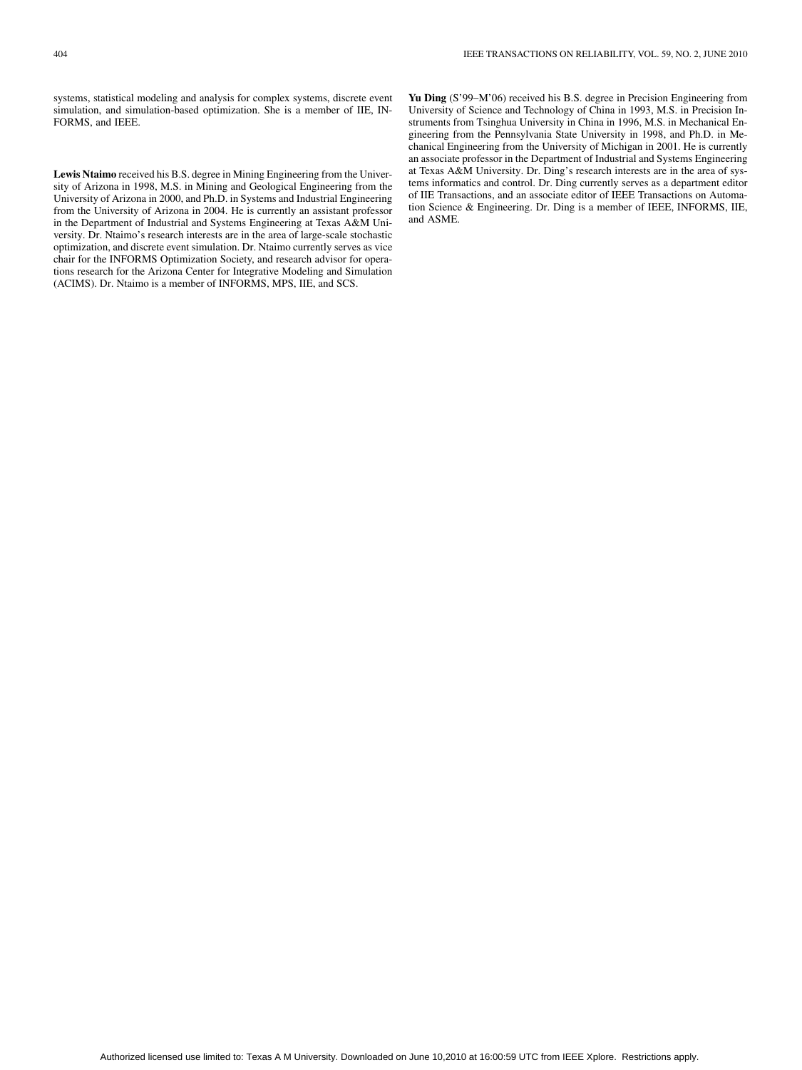systems, statistical modeling and analysis for complex systems, discrete event simulation, and simulation-based optimization. She is a member of IIE, INFORMS, and IEEE.

**Lewis Ntaimo** received his B.S. degree in Mining Engineering from the University of Arizona in 1998, M.S. in Mining and Geological Engineering from the University of Arizona in 2000, and Ph.D. in Systems and Industrial Engineering from the University of Arizona in 2004. He is currently an assistant professor in the Department of Industrial and Systems Engineering at Texas A&M University. Dr. Ntaimo's research interests are in the area of large-scale stochastic optimization, and discrete event simulation. Dr. Ntaimo currently serves as vice chair for the INFORMS Optimization Society, and research advisor for operations research for the Arizona Center for Integrative Modeling and Simulation (ACIMS). Dr. Ntaimo is a member of INFORMS, MPS, IIE, and SCS.

**Yu Ding** (S'99–M'06) received his B.S. degree in Precision Engineering from University of Science and Technology of China in 1993, M.S. in Precision Instruments from Tsinghua University in China in 1996, M.S. in Mechanical Engineering from the Pennsylvania State University in 1998, and Ph.D. in Mechanical Engineering from the University of Michigan in 2001. He is currently an associate professor in the Department of Industrial and Systems Engineering at Texas A&M University. Dr. Ding's research interests are in the area of systems informatics and control. Dr. Ding currently serves as a department editor of IIE Transactions, and an associate editor of IEEE Transactions on Automation Science & Engineering. Dr. Ding is a member of IEEE, INFORMS, IIE, and ASME.